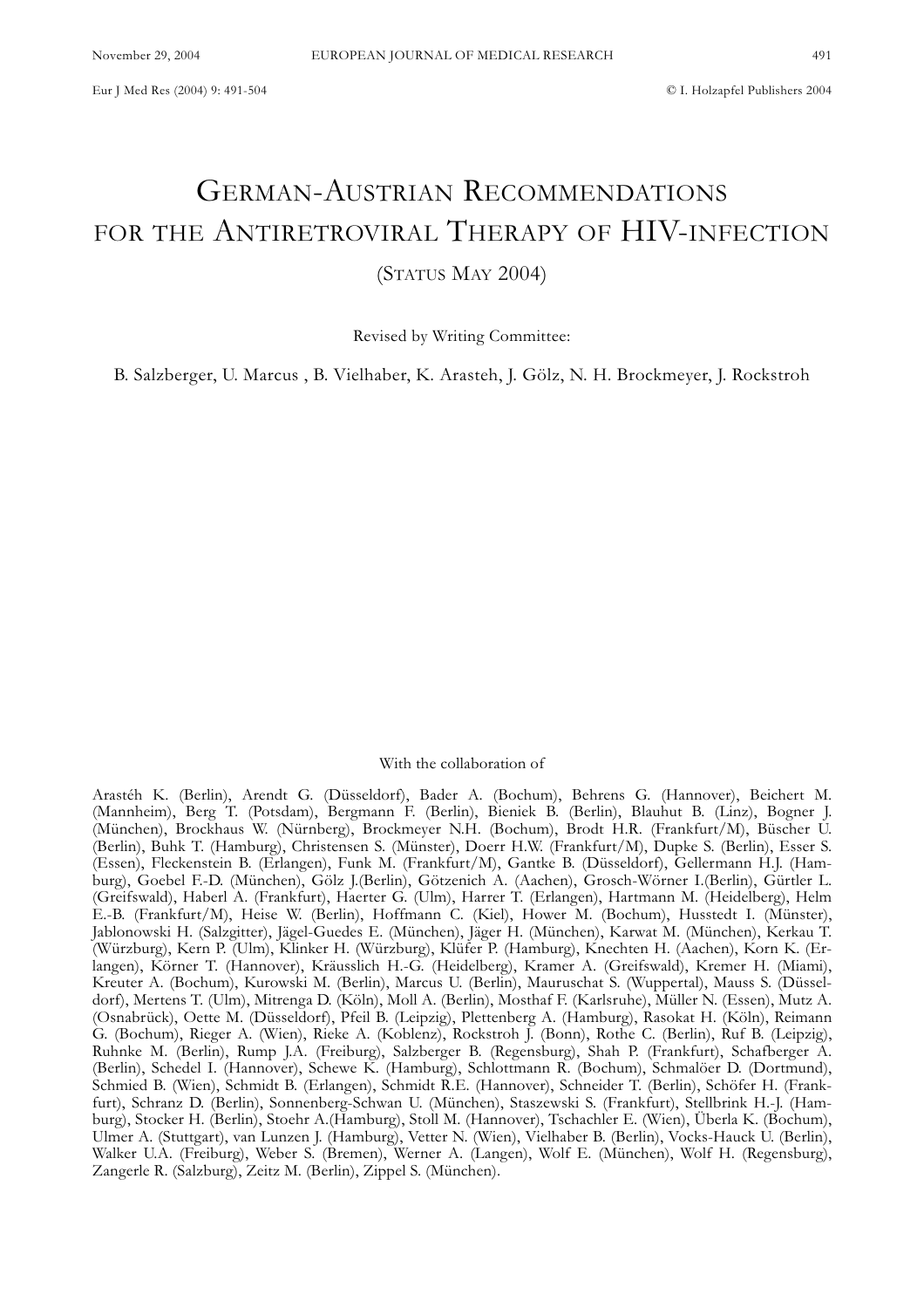# German-Austrian Recommendations for the Antiretroviral Therapy of HIV-infection

(Status May 2004)

Revised by Writing Committee:

B. Salzberger, U. Marcus , B. Vielhaber, K. Arasteh, J. Gölz, N. H. Brockmeyer, J. Rockstroh

With the collaboration of

Aratéh K. (Berlin), Arendt G. (Düsseldorf), Bader A. (Bochum), Behrens G. (Hannover), Beichert M. (Mannheim), Berg T. (Potsdam), Bergmann F. (Berlin), Bieniek B. (Berlin), Blauhut B. (Linz), Bogner J. (München), Brockhaus W. (Nürnberg), Brockmeyer N.H. (Bochum), Brodt H.R. (Frankfurt/M), Büscher U. (Berlin), Buhk T. (Hamburg), Christensen S. (Münster), Doerr H.W. (Frankfurt/M), Dupke S. (Berlin), Esser S. (Essen), Fleckenstein B. (Erlangen), Funk M. (Frankfurt/M), Gantke B. (Düsseldorf), Gellermann H.J. (Hamburg), Goebel F.-D. (München), Gölz J.(Berlin), Götzenich A. (Aachen), Grosch-Wörner I.(Berlin), Gürtler L. (Greifswald), Haberl A. (Frankfurt), Haerter G. (Ulm), Harrer T. (Erlangen), Hartmann M. (Heidelberg), Helm E.-B. (Frankfurt/M), Heise W. (Berlin), Hoffmann C. (Kiel), Hower M. (Bochum), Husstedt I. (Münster), Jablonowski H. (Salzgitter), Jägel-Guedes E. (München), Jäger H. (München), Karwat M. (München), Kerkau T. (Würzburg), Kern P. (Ulm), Klinker H. (Würzburg), Klüfer P. (Hamburg), Knechten H. (Aachen), Korn K. (Erlangen), Körner T. (Hannover), Kräusslich H.-G. (Heidelberg), Kramer A. (Greifswald), Kremer H. (Miami), Kreuter A. (Bochum), Kurowski M. (Berlin), Marcus U. (Berlin), Mauruschat S. (Wuppertal), Mauss S. (Düsseldorf), Mertens T. (Ulm), Mitrenga D. (Köln), Moll A. (Berlin), Mosthaf F. (Karlsruhe), Müller N. (Essen), Mutz A. (Osnabrück), Oette M. (Düsseldorf), Pfeil B. (Leipzig), Plettenberg A. (Hamburg), Rasokat H. (Köln), Reimann G. (Bochum), Rieger A. (Wien), Rieke A. (Koblenz), Rockstroh J. (Bonn), Rothe C. (Berlin), Ruf B. (Leipzig), Ruhnke M. (Berlin), Rump J.A. (Freiburg), Salzberger B. (Regensburg), Shah P. (Frankfurt), Schafberger A. (Berlin), Schedel I. (Hannover), Schewe K. (Hamburg), Schlottmann R. (Bochum), Schmalöer D. (Dortmund), Schmied B. (Wien), Schmidt B. (Erlangen), Schmidt R.E. (Hannover), Schneider T. (Berlin), Schöfer H. (Frankfurt), Schranz D. (Berlin), Sonnenberg-Schwan U. (München), Staszewski S. (Frankfurt), Stellbrink H.-J. (Hamburg), Stocker H. (Berlin), Stoehr A.(Hamburg), Stoll M. (Hannover), Tschachler E. (Wien), Überla K. (Bochum), Ulmer A. (Stuttgart), van Lunzen J. (Hamburg), Vetter N. (Wien), Vielhaber B. (Berlin), Vocks-Hauck U. (Berlin), Walker U.A. (Freiburg), Weber S. (Bremen), Werner A. (Langen), Wolf E. (München), Wolf H. (Regensburg), Zangerle R. (Salzburg), Zeitz M. (Berlin), Zippel S. (München).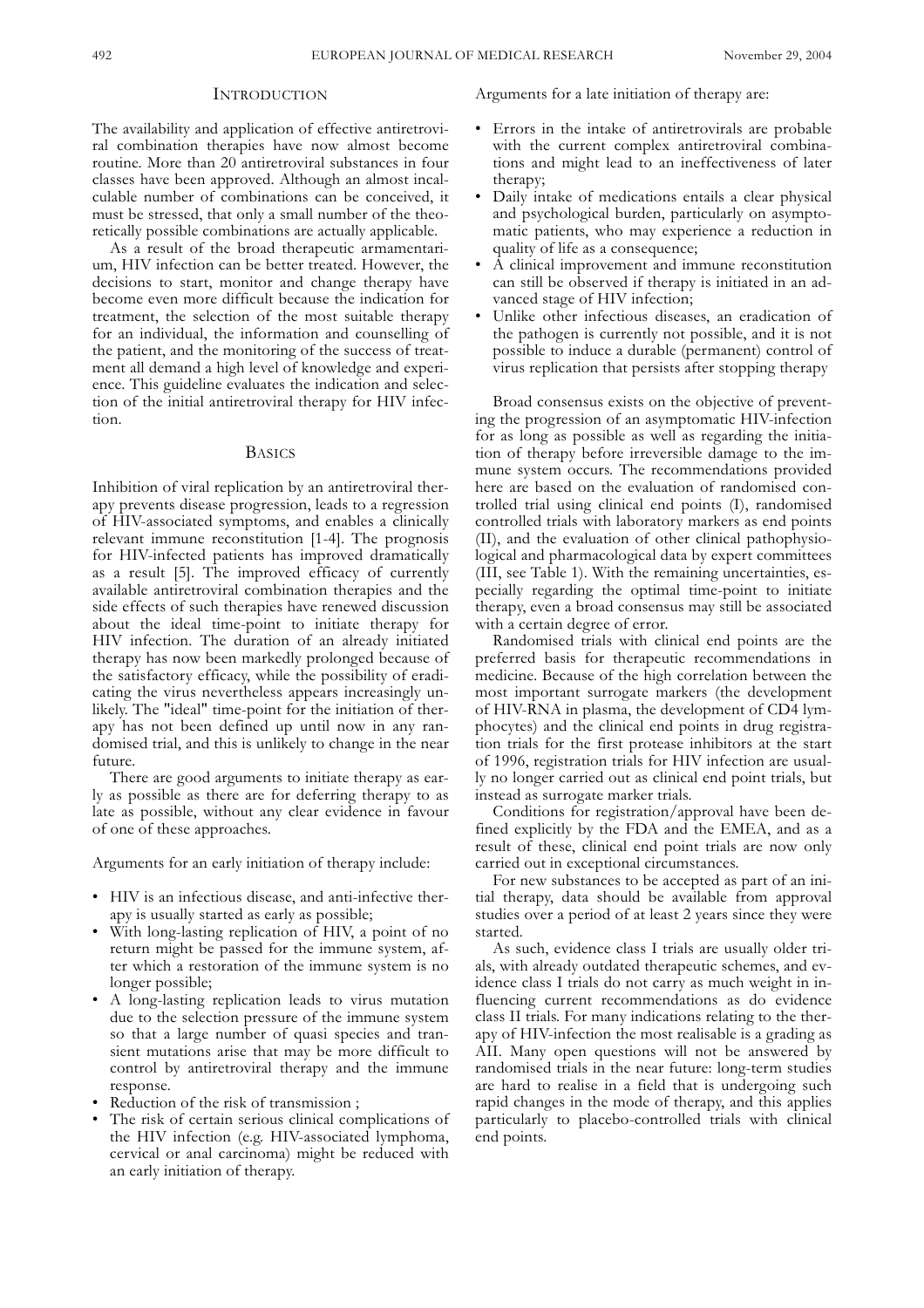## INTRODUCTION

The availability and application of effective antiretroviral combination therapies have now almost become routine. More than 20 antiretroviral substances in four classes have been approved. Although an almost incalculable number of combinations can be conceived, it must be stressed, that only a small number of the theoretically possible combinations are actually applicable.

As a result of the broad therapeutic armamentarium, HIV infection can be better treated. However, the decisions to start, monitor and change therapy have become even more difficult because the indication for treatment, the selection of the most suitable therapy for an individual, the information and counselling of the patient, and the monitoring of the success of treatment all demand a high level of knowledge and experience. This guideline evaluates the indication and selection of the initial antiretroviral therapy for HIV infection.

## BASICS

Inhibition of viral replication by an antiretroviral therapy prevents disease progression, leads to a regression of HIV-associated symptoms, and enables a clinically relevant immune reconstitution [1-4]. The prognosis for HIV-infected patients has improved dramatically as a result [5]. The improved efficacy of currently available antiretroviral combination therapies and the side effects of such therapies have renewed discussion about the ideal time-point to initiate therapy for HIV infection. The duration of an already initiated therapy has now been markedly prolonged because of the satisfactory efficacy, while the possibility of eradicating the virus nevertheless appears increasingly unlikely. The "ideal" time-point for the initiation of therapy has not been defined up until now in any randomised trial, and this is unlikely to change in the near future.

There are good arguments to initiate therapy as early as possible as there are for deferring therapy to as late as possible, without any clear evidence in favour of one of these approaches.

Arguments for an early initiation of therapy include:

- HIV is an infectious disease, and anti-infective therapy is usually started as early as possible;
- With long-lasting replication of HIV, a point of no return might be passed for the immune system, after which a restoration of the immune system is no longer possible;
- A long-lasting replication leads to virus mutation due to the selection pressure of the immune system so that a large number of quasi species and transient mutations arise that may be more difficult to control by antiretroviral therapy and the immune response.
- Reduction of the risk of transmission ;
- The risk of certain serious clinical complications of the HIV infection (e.g. HIV-associated lymphoma, cervical or anal carcinoma) might be reduced with an early initiation of therapy.

Arguments for a late initiation of therapy are:

- Errors in the intake of antiretrovirals are probable with the current complex antiretroviral combinations and might lead to an ineffectiveness of later therapy;
- Daily intake of medications entails a clear physical and psychological burden, particularly on asymptomatic patients, who may experience a reduction in quality of life as a consequence;
- A clinical improvement and immune reconstitution can still be observed if therapy is initiated in an advanced stage of HIV infection;
- Unlike other infectious diseases, an eradication of the pathogen is currently not possible, and it is not possible to induce a durable (permanent) control of virus replication that persists after stopping therapy

Broad consensus exists on the objective of preventing the progression of an asymptomatic HIV-infection for as long as possible as well as regarding the initiation of therapy before irreversible damage to the immune system occurs. The recommendations provided here are based on the evaluation of randomised controlled trial using clinical end points (I), randomised controlled trials with laboratory markers as end points (II), and the evaluation of other clinical pathophysiological and pharmacological data by expert committees (III, see Table 1). With the remaining uncertainties, especially regarding the optimal time-point to initiate therapy, even a broad consensus may still be associated with a certain degree of error.

Randomised trials with clinical end points are the preferred basis for therapeutic recommendations in medicine. Because of the high correlation between the most important surrogate markers (the development of HIV-RNA in plasma, the development of CD4 lymphocytes) and the clinical end points in drug registration trials for the first protease inhibitors at the start of 1996, registration trials for HIV infection are usually no longer carried out as clinical end point trials, but instead as surrogate marker trials.

Conditions for registration/approval have been defined explicitly by the FDA and the EMEA, and as a result of these, clinical end point trials are now only carried out in exceptional circumstances.

For new substances to be accepted as part of an initial therapy, data should be available from approval studies over a period of at least 2 years since they were started.

As such, evidence class I trials are usually older trials, with already outdated therapeutic schemes, and evidence class I trials do not carry as much weight in influencing current recommendations as do evidence class II trials. For many indications relating to the therapy of HIV-infection the most realisable is a grading as AII. Many open questions will not be answered by randomised trials in the near future: long-term studies are hard to realise in a field that is undergoing such rapid changes in the mode of therapy, and this applies particularly to placebo-controlled trials with clinical end points.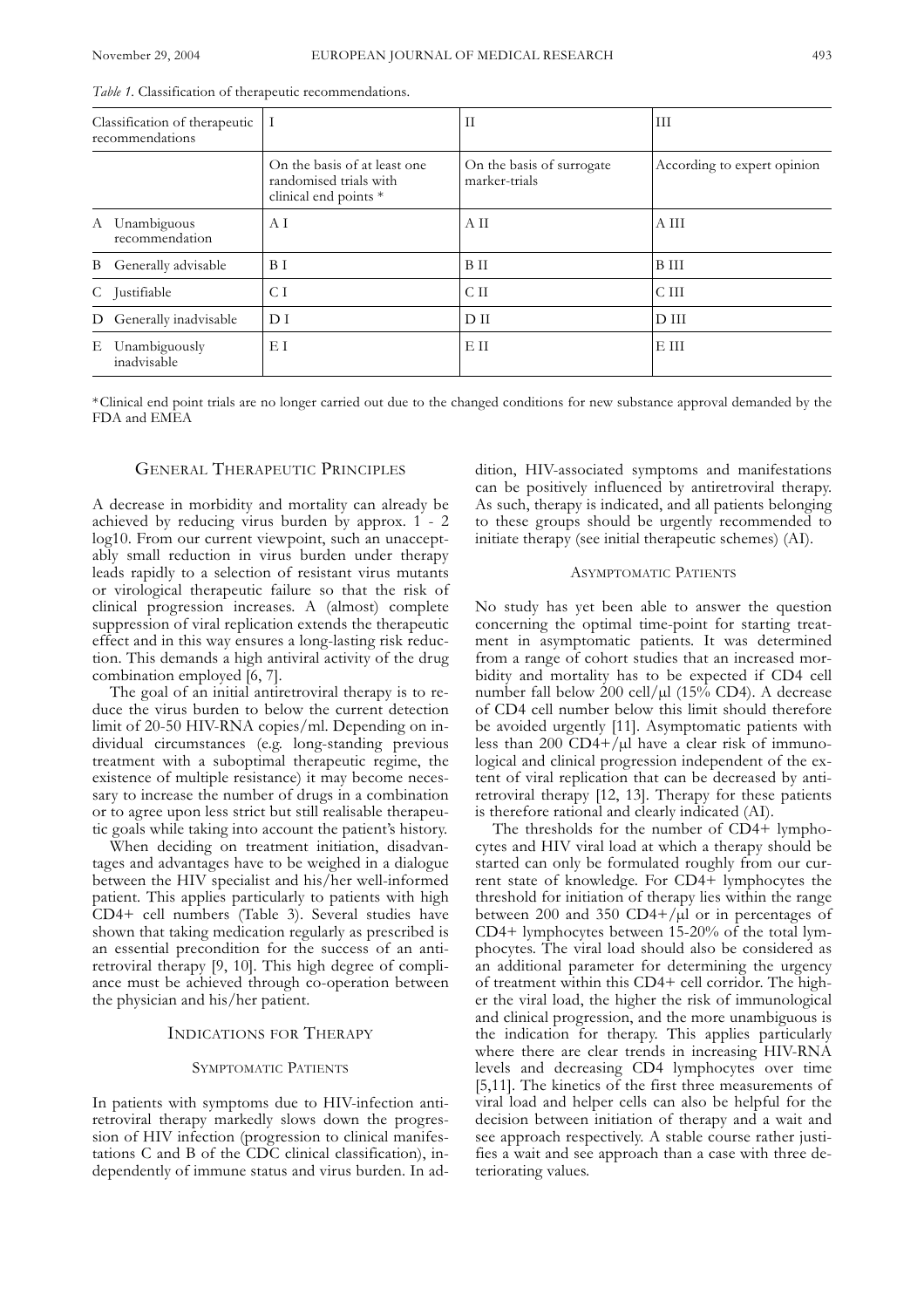*Table 1.* Classification of therapeutic recommendations.

| Classification of therapeutic recommendations | I | II | III |
|---|---|---|---|
| | On the basis of at least one randomised trials with clinical end points * | On the basis of surrogate marker-trials | According to expert opinion |
| A Unambiguous recommendation | A I | A II | A III |
| B Generally advisable | B I | B II | B III |
| C Justifiable | C I | C II | C III |
| D Generally inadvisable | D I | D II | D III |
| E Unambiguously inadvisable | E I | E II | E III |

*Clinical end point trials are no longer carried out due to the changed conditions for new substance approval demanded by the FDA and EMEA

## General Therapeutic Principles

A decrease in morbidity and mortality can already be achieved by reducing virus burden by approx. 1 - 2 log10. From our current viewpoint, such an unacceptably small reduction in virus burden under therapy leads rapidly to a selection of resistant virus mutants or virological therapeutic failure so that the risk of clinical progression increases. A (almost) complete suppression of viral replication extends the therapeutic effect and in this way ensures a long-lasting risk reduction. This demands a high antiviral activity of the drug combination employed [6, 7].

The goal of an initial antiretroviral therapy is to reduce the virus burden to below the current detection limit of 20-50 HIV-RNA copies/ml. Depending on individual circumstances (e.g. long-standing previous treatment with a suboptimal therapeutic regime, the existence of multiple resistance) it may become necessary to increase the number of drugs in a combination or to agree upon less strict but still realisable therapeutic goals while taking into account the patient's history.

When deciding on treatment initiation, disadvantages and advantages have to be weighed in a dialogue between the HIV specialist and his/her well-informed patient. This applies particularly to patients with high CD4+ cell numbers (Table 3). Several studies have shown that taking medication regularly as prescribed is an essential precondition for the success of an antiretroviral therapy [9, 10]. This high degree of compliance must be achieved through co-operation between the physician and his/her patient.

## Indications for Therapy

### Symptomatic Patients

In patients with symptoms due to HIV-infection antiretroviral therapy markedly slows down the progression of HIV infection (progression to clinical manifestations C and B of the CDC clinical classification), independently of immune status and virus burden. In addition, HIV-associated symptoms and manifestations can be positively influenced by antiretroviral therapy. As such, therapy is indicated, and all patients belonging to these groups should be urgently recommended to initiate therapy (see initial therapeutic schemes) (AI).

### Asymptomatic Patients

No study has yet been able to answer the question concerning the optimal time-point for starting treatment in asymptomatic patients. It was determined from a range of cohort studies that an increased morbidity and mortality has to be expected if CD4 cell number fall below 200 cell/μl (15% CD4). A decrease of CD4 cell number below this limit should therefore be avoided urgently [11]. Asymptomatic patients with less than 200 CD4+/μl have a clear risk of immunological and clinical progression independent of the extent of viral replication that can be decreased by antiretroviral therapy [12, 13]. Therapy for these patients is therefore rational and clearly indicated (AI).

The thresholds for the number of CD4+ lymphocytes and HIV viral load at which a therapy should be started can only be formulated roughly from our current state of knowledge. For CD4+ lymphocytes the threshold for initiation of therapy lies within the range between 200 and 350 CD4+/μl or in percentages of CD4+ lymphocytes between 15-20% of the total lymphocytes. The viral load should also be considered as an additional parameter for determining the urgency of treatment within this CD4+ cell corridor. The higher the viral load, the higher the risk of immunological and clinical progression, and the more unambiguous is the indication for therapy. This applies particularly where there are clear trends in increasing HIV-RNA levels and decreasing CD4 lymphocytes over time [5,11]. The kinetics of the first three measurements of viral load and helper cells can also be helpful for the decision between initiation of therapy and a wait and see approach respectively. A stable course rather justifies a wait and see approach than a case with three deteriorating values.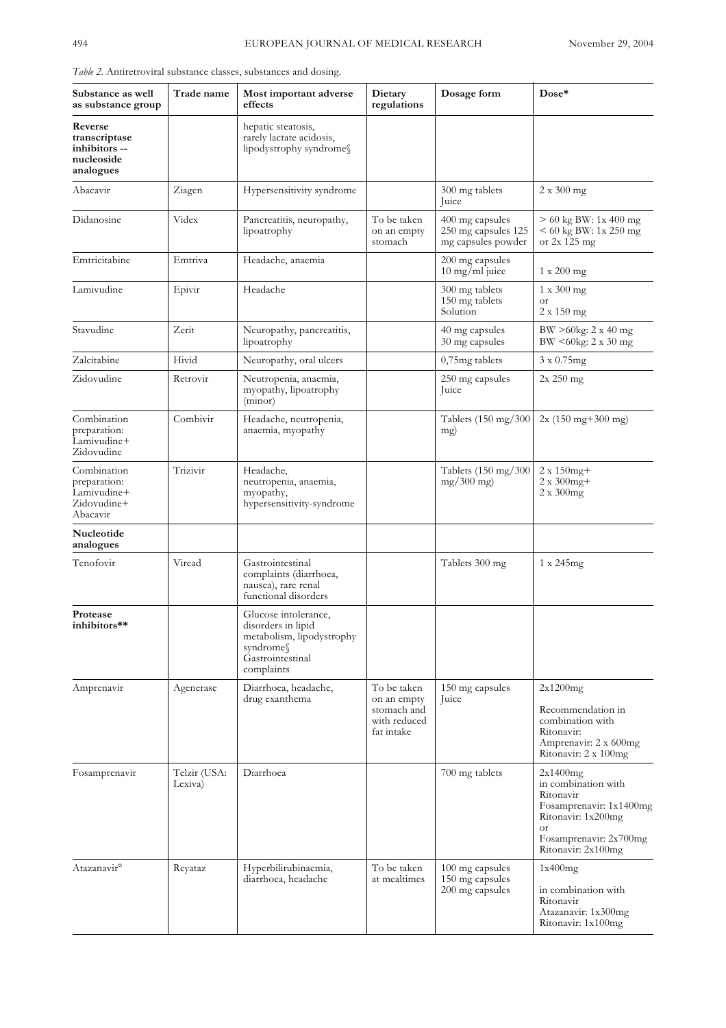*Table 2.* Antiretroviral substance classes, substances and dosing.

| Substance as well as substance group | Trade name | Most important adverse effects | Dietary regulations | Dosage form | Dose* |
|---|---|---|---|---|---|
| **Reverse transcriptase inhibitors -- nucleoside analogues** | | hepatic steatosis, rarely lactate acidosis, lipodystrophy syndrome§ | | | |
| Abacavir | Ziagen | Hypersensitivity syndrome | | 300 mg tablets<br>Juice | 2 x 300 mg |
| Didanosine | Videx | Pancreatitis, neuropathy, lipoatrophy | To be taken on an empty stomach | 400 mg capsules<br>250 mg capsules 125 mg capsules powder | > 60 kg BW: 1x 400 mg<br>< 60 kg BW: 1x 250 mg or 2x 125 mg |
| Emtricitabine | Emtriva | Headache, anaemia | | 200 mg capsules<br>10 mg/ml juice | 1 x 200 mg |
| Lamivudine | Epivir | Headache | | 300 mg tablets<br>150 mg tablets<br>Solution | 1 x 300 mg<br>or<br>2 x 150 mg |
| Stavudine | Zerit | Neuropathy, pancreatitis, lipoatrophy | | 40 mg capsules<br>30 mg capsules | BW >60kg: 2 x 40 mg<br>BW <60kg: 2 x 30 mg |
| Zalcitabine | Hivid | Neuropathy, oral ulcers | | 0,75mg tablets | 3 x 0.75mg |
| Zidovudine | Retrovir | Neutropenia, anaemia, myopathy, lipoatrophy (minor) | | 250 mg capsules<br>Juice | 2x 250 mg |
| Combination preparation: Lamivudine+ Zidovudine | Combivir | Headache, neutropenia, anaemia, myopathy | | Tablets (150 mg/300 mg) | 2x (150 mg+300 mg) |
| Combination preparation: Lamivudine+ Zidovudine+ Abacavir | Trizivir | Headache, neutropenia, anaemia, myopathy, hypersensitivity-syndrome | | Tablets (150 mg/300 mg/300 mg) | 2 x 150mg+<br>2 x 300mg+<br>2 x 300mg |
| **Nucleotide analogues** | | | | | |
| Tenofovir | Viread | Gastrointestinal complaints (diarrhoea, nausea), rare renal functional disorders | | Tablets 300 mg | 1 x 245mg |
| **Protease inhibitors**** | | Glucose intolerance, disorders in lipid metabolism, lipodystrophy syndrome§<br>Gastrointestinal complaints | | | |
| Amprenavir | Agenerase | Diarrhoea, headache, drug exanthema | To be taken on an empty stomach and with reduced fat intake | 150 mg capsules<br>Juice | 2x1200mg<br><br>Recommendation in combination with Ritonavir:<br>Amprenavir: 2 x 600mg<br>Ritonavir: 2 x 100mg |
| Fosamprenavir | Telzir (USA: Lexiva) | Diarrhoea | | 700 mg tablets | 2x1400mg<br>in combination with Ritonavir<br>Fosamprenavir: 1x1400mg<br>Ritonavir: 1x200mg<br>or<br>Fosamprenavir: 2x700mg<br>Ritonavir: 2x100mg |
| Atazanavir° | Reyataz | Hyperbilirubinaemia, diarrhoea, headache | To be taken at mealtimes | 100 mg capsules<br>150 mg capsules<br>200 mg capsules | 1x400mg<br><br>in combination with Ritonavir<br>Atazanavir: 1x300mg<br>Ritonavir: 1x100mg |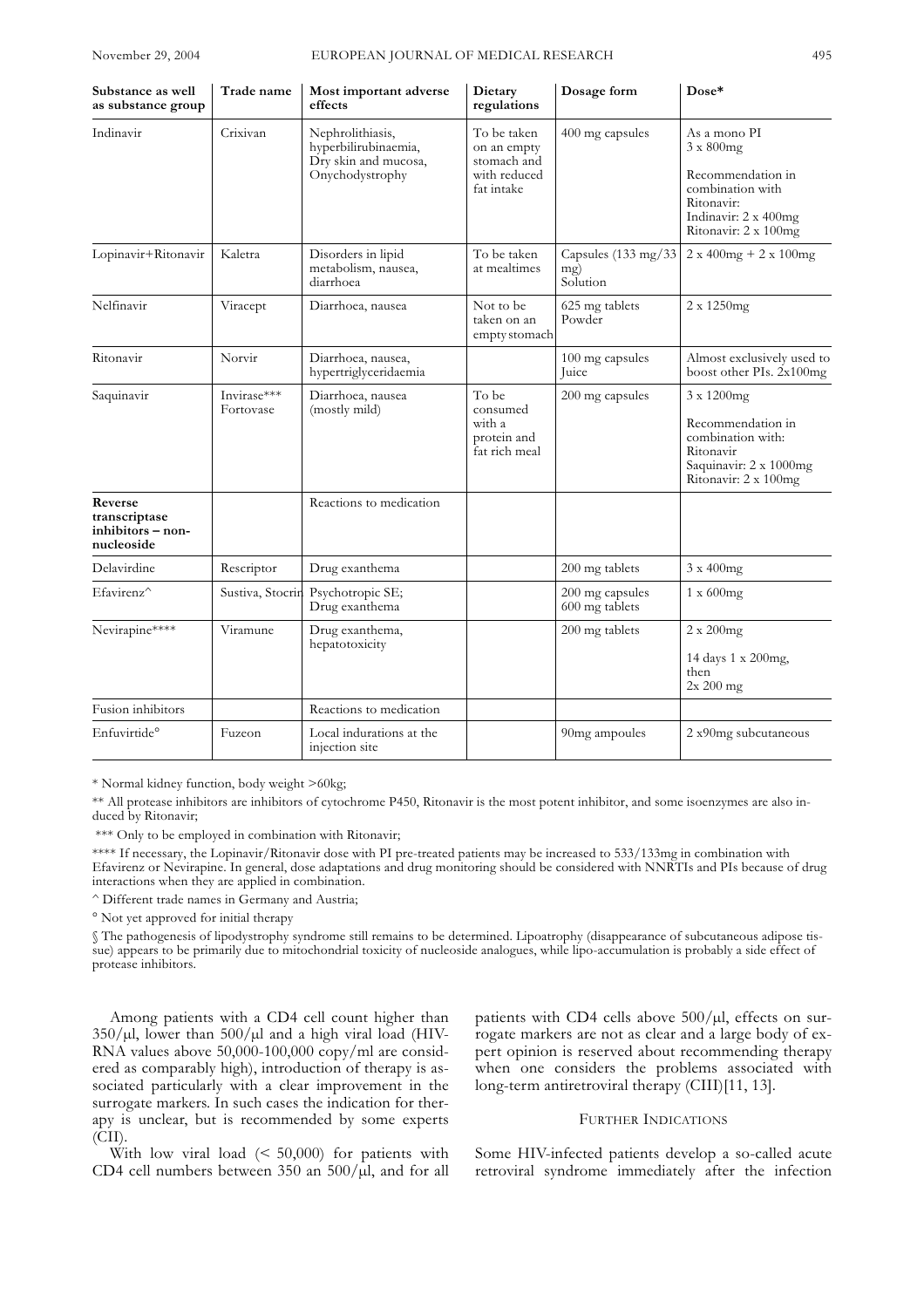| Substance as well as substance group | Trade name | Most important adverse effects | Dietary regulations | Dosage form | Dose* |
|---|---|---|---|---|---|
| Indinavir | Crixivan | Nephrolithiasis, hyperbilirubinaemia, Dry skin and mucosa, Onychodystrophy | To be taken on an empty stomach and with reduced fat intake | 400 mg capsules | As a mono PI 3 x 800mg<br><br>Recommendation in combination with Ritonavir: Indinavir: 2 x 400mg Ritonavir: 2 x 100mg |
| Lopinavir+Ritonavir | Kaletra | Disorders in lipid metabolism, nausea, diarrhoea | To be taken at mealtimes | Capsules (133 mg/33 mg) Solution | 2 x 400mg + 2 x 100mg |
| Nelfinavir | Viracept | Diarrhoea, nausea | Not to be taken on an empty stomach | 625 mg tablets Powder | 2 x 1250mg |
| Ritonavir | Norvir | Diarrhoea, nausea, hypertriglyceridaemia | | 100 mg capsules Juice | Almost exclusively used to boost other PIs. 2x100mg |
| Saquinavir | Invirase*** Fortovase | Diarrhoea, nausea (mostly mild) | To be consumed with a protein and fat rich meal | 200 mg capsules | 3 x 1200mg<br><br>Recommendation in combination with: Ritonavir Saquinavir: 2 x 1000mg Ritonavir: 2 x 100mg |
| **Reverse transcriptase inhibitors – non-nucleoside** | | Reactions to medication | | | |
| Delavirdine | Rescriptor | Drug exanthema | | 200 mg tablets | 3 x 400mg |
| Efavirenz^ | Sustiva, Stocrin | Psychotropic SE; Drug exanthema | | 200 mg capsules 600 mg tablets | 1 x 600mg |
| Nevirapine**** | Viramune | Drug exanthema, hepatotoxicity | | 200 mg tablets | 2 x 200mg<br><br>14 days 1 x 200mg, then 2x 200 mg |
| Fusion inhibitors | | Reactions to medication | | | |
| Enfuvirtide° | Fuzeon | Local indurations at the injection site | | 90mg ampoules | 2 x90mg subcutaneous |

* Normal kidney function, body weight >60kg;

** All protease inhibitors are inhibitors of cytochrome P450, Ritonavir is the most potent inhibitor, and some isoenzymes are also induced by Ritonavir;

*** Only to be employed in combination with Ritonavir;

**** If necessary, the Lopinavir/Ritonavir dose with PI pre-treated patients may be increased to 533/133mg in combination with Efavirenz or Nevirapine. In general, dose adaptations and drug monitoring should be considered with NNRTIs and PIs because of drug interactions when they are applied in combination.

^ Different trade names in Germany and Austria;

° Not yet approved for initial therapy

§ The pathogenesis of lipodystrophy syndrome still remains to be determined. Lipoatrophy (disappearance of subcutaneous adipose tissue) appears to be primarily due to mitochondrial toxicity of nucleoside analogues, while lipo-accumulation is probably a side effect of protease inhibitors.

Among patients with a CD4 cell count higher than 350/µl, lower than 500/µl and a high viral load (HIV-RNA values above 50,000-100,000 copy/ml are considered as comparably high), introduction of therapy is associated particularly with a clear improvement in the surrogate markers. In such cases the indication for therapy is unclear, but is recommended by some experts (CII).

With low viral load (< 50,000) for patients with CD4 cell numbers between 350 an 500/µl, and for all patients with CD4 cells above 500/µl, effects on surrogate markers are not as clear and a large body of expert opinion is reserved about recommending therapy when one considers the problems associated with long-term antiretroviral therapy (CIII)[11, 13].

## Further Indications

Some HIV-infected patients develop a so-called acute retroviral syndrome immediately after the infection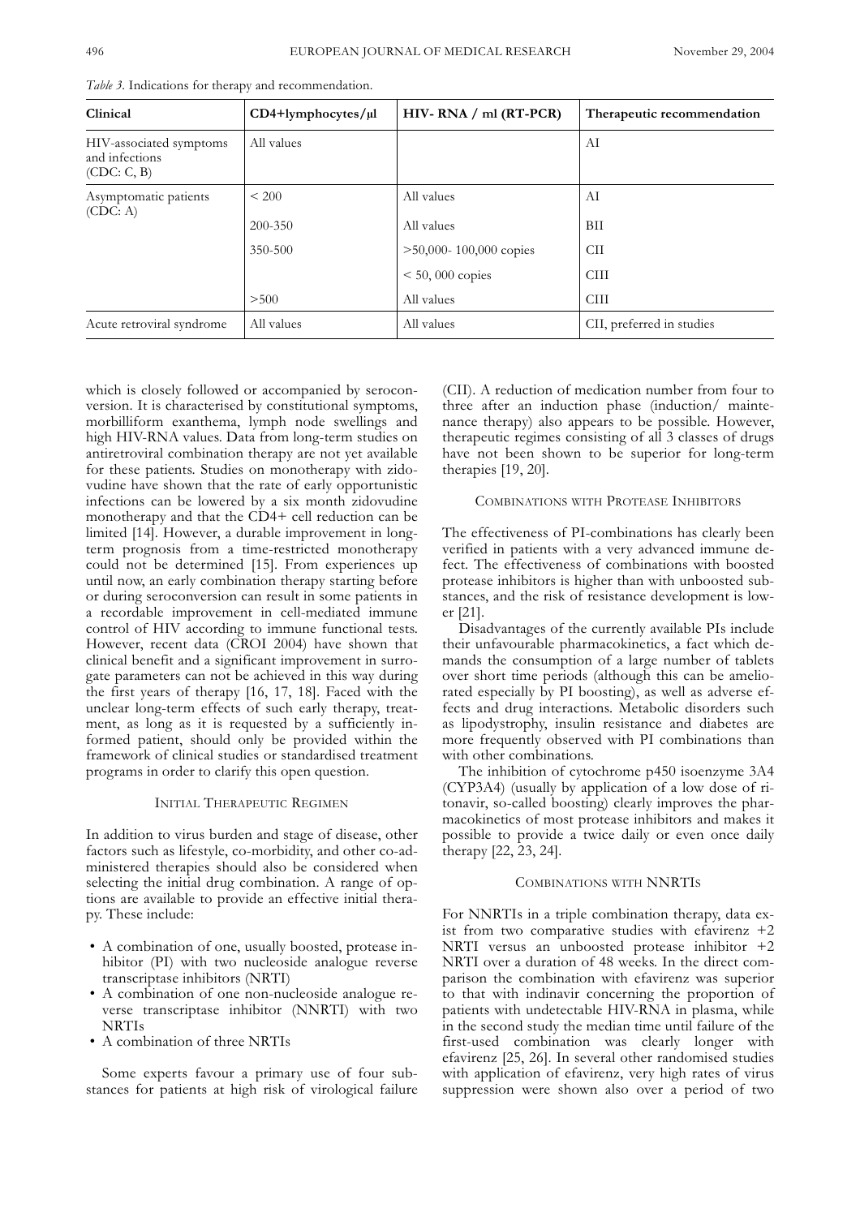*Table 3.* Indications for therapy and recommendation.

| Clinical | CD4+lymphocytes/µl | HIV- RNA / ml (RT-PCR) | Therapeutic recommendation |
|---|---|---|---|
| HIV-associated symptoms and infections (CDC: C, B) | All values | | AI |
| Asymptomatic patients (CDC: A) | < 200 | All values | AI |
| | 200-350 | All values | BII |
| | 350-500 | >50,000- 100,000 copies | CII |
| | | < 50, 000 copies | CIII |
| | >500 | All values | CIII |
| Acute retroviral syndrome | All values | All values | CII, preferred in studies |

which is closely followed or accompanied by seroconversion. It is characterised by constitutional symptoms, morbilliform exanthema, lymph node swellings and high HIV-RNA values. Data from long-term studies on antiretroviral combination therapy are not yet available for these patients. Studies on monotherapy with zidovudine have shown that the rate of early opportunistic infections can be lowered by a six month zidovudine monotherapy and that the CD4+ cell reduction can be limited [14]. However, a durable improvement in long-term prognosis from a time-restricted monotherapy could not be determined [15]. From experiences up until now, an early combination therapy starting before or during seroconversion can result in some patients in a recordable improvement in cell-mediated immune control of HIV according to immune functional tests. However, recent data (CROI 2004) have shown that clinical benefit and a significant improvement in surrogate parameters can not be achieved in this way during the first years of therapy [16, 17, 18]. Faced with the unclear long-term effects of such early therapy, treatment, as long as it is requested by a sufficiently informed patient, should only be provided within the framework of clinical studies or standardised treatment programs in order to clarify this open question.

## Initial Therapeutic Regimen

In addition to virus burden and stage of disease, other factors such as lifestyle, co-morbidity, and other co-administered therapies should also be considered when selecting the initial drug combination. A range of options are available to provide an effective initial therapy. These include:

- A combination of one, usually boosted, protease inhibitor (PI) with two nucleoside analogue reverse transcriptase inhibitors (NRTI)
- A combination of one non-nucleoside analogue reverse transcriptase inhibitor (NNRTI) with two NRTIs
- A combination of three NRTIs

Some experts favour a primary use of four substances for patients at high risk of virological failure (CII). A reduction of medication number from four to three after an induction phase (induction/ maintenance therapy) also appears to be possible. However, therapeutic regimes consisting of all 3 classes of drugs have not been shown to be superior for long-term therapies [19, 20].

## Combinations with Protease Inhibitors

The effectiveness of PI-combinations has clearly been verified in patients with a very advanced immune defect. The effectiveness of combinations with boosted protease inhibitors is higher than with unboosted substances, and the risk of resistance development is lower [21].

Disadvantages of the currently available PIs include their unfavourable pharmacokinetics, a fact which demands the consumption of a large number of tablets over short time periods (although this can be ameliorated especially by PI boosting), as well as adverse effects and drug interactions. Metabolic disorders such as lipodystrophy, insulin resistance and diabetes are more frequently observed with PI combinations than with other combinations.

The inhibition of cytochrome p450 isoenzyme 3A4 (CYP3A4) (usually by application of a low dose of ritonavir, so-called boosting) clearly improves the pharmacokinetics of most protease inhibitors and makes it possible to provide a twice daily or even once daily therapy [22, 23, 24].

## Combinations with NNRTIs

For NNRTIs in a triple combination therapy, data exist from two comparative studies with efavirenz +2 NRTI versus an unboosted protease inhibitor +2 NRTI over a duration of 48 weeks. In the direct comparison the combination with efavirenz was superior to that with indinavir concerning the proportion of patients with undetectable HIV-RNA in plasma, while in the second study the median time until failure of the first-used combination was clearly longer with efavirenz [25, 26]. In several other randomised studies with application of efavirenz, very high rates of virus suppression were shown also over a period of two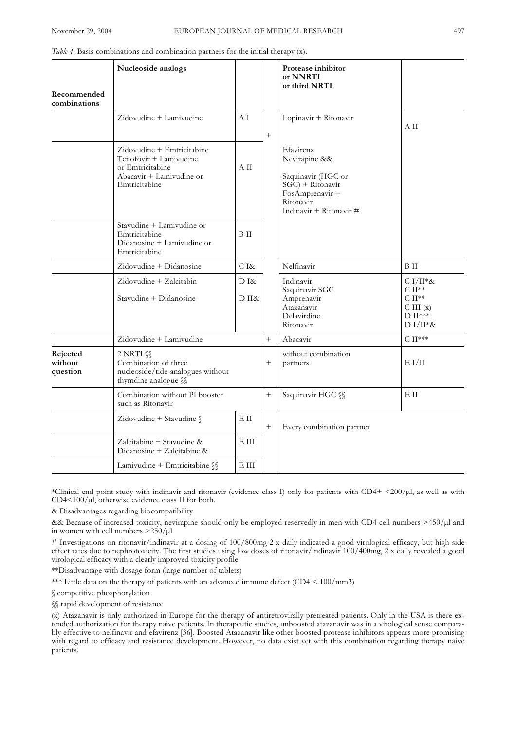*Table 4.* Basis combinations and combination partners for the initial therapy (x).

| Recommended combinations | Nucleoside analogs | | | Protease inhibitor or NNRTI or third NRTI | |
|---|---|---|---|---|---|
| | Zidovudine + Lamivudine | A I | + | Lopinavir + Ritonavir | A II |
| | Zidovudine + Emtricitabine<br>Tenofovir + Lamivudine or Emtricitabine<br>Abacavir + Lamivudine or Emtricitabine | A II | | Efavirenz<br>Nevirapine &&<br>Saquinavir (HGC or SGC) + Ritonavir<br>FosAmprenavir + Ritonavir<br>Indinavir + Ritonavir # | |
| | Stavudine + Lamivudine or Emtricitabine<br>Didanosine + Lamivudine or Emtricitabine | B II | | | |
| | Zidovudine + Didanosine | C I& | | Nelfinavir | B II |
| | Zidovudine + Zalcitabin<br>Stavudine + Didanosine | D I&<br>D II& | | Indinavir<br>Saquinavir SGC<br>Amprenavir<br>Atazanavir<br>Delavirdine<br>Ritonavir | C I/II*&<br>C II**<br>C II**<br>C III (x)<br>D II***<br>D I/II*& |
| | Zidovudine + Lamivudine | | + | Abacavir | C II*** |
| **Rejected without question** | 2 NRTI §§<br>Combination of three nucleoside/tide-analogues without thymdine analogue §§ | | + | without combination partners | E I/II |
| | Combination without PI booster such as Ritonavir | | + | Saquinavir HGC §§ | E II |
| | Zidovudine + Stavudine § | E II | + | Every combination partner | |
| | Zalcitabine + Stavudine &<br>Didanosine + Zalcitabine & | E III | | | |
| | Lamivudine + Emtricitabine §§ | E III | | | |

*Clinical end point study with indinavir and ritonavir (evidence class I) only for patients with CD4+ <200/µl, as well as with CD4<100/µl, otherwise evidence class II for both.

& Disadvantages regarding biocompatibility

&& Because of increased toxicity, nevirapine should only be employed reservedly in men with CD4 cell numbers >450/µl and in women with cell numbers >250/µl

# Investigations on ritonavir/indinavir at a dosing of 100/800mg 2 x daily indicated a good virological efficacy, but high side effect rates due to nephrotoxicity. The first studies using low doses of ritonavir/indinavir 100/400mg, 2 x daily revealed a good virological efficacy with a clearly improved toxicity profile

**Disadvantage with dosage form (large number of tablets)

*** Little data on the therapy of patients with an advanced immune defect (CD4 < 100/mm3)

§ competitive phosphorylation

§§ rapid development of resistance

(x) Atazanavir is only authorized in Europe for the therapy of antiretrovirally pretreated patients. Only in the USA is there extended authorization for therapy naive patients. In therapeutic studies, unboosted atazanavir was in a virological sense comparably effective to nelfinavir and efavirenz [36]. Boosted Atazanavir like other boosted protease inhibitors appears more promising with regard to efficacy and resistance development. However, no data exist yet with this combination regarding therapy naive patients.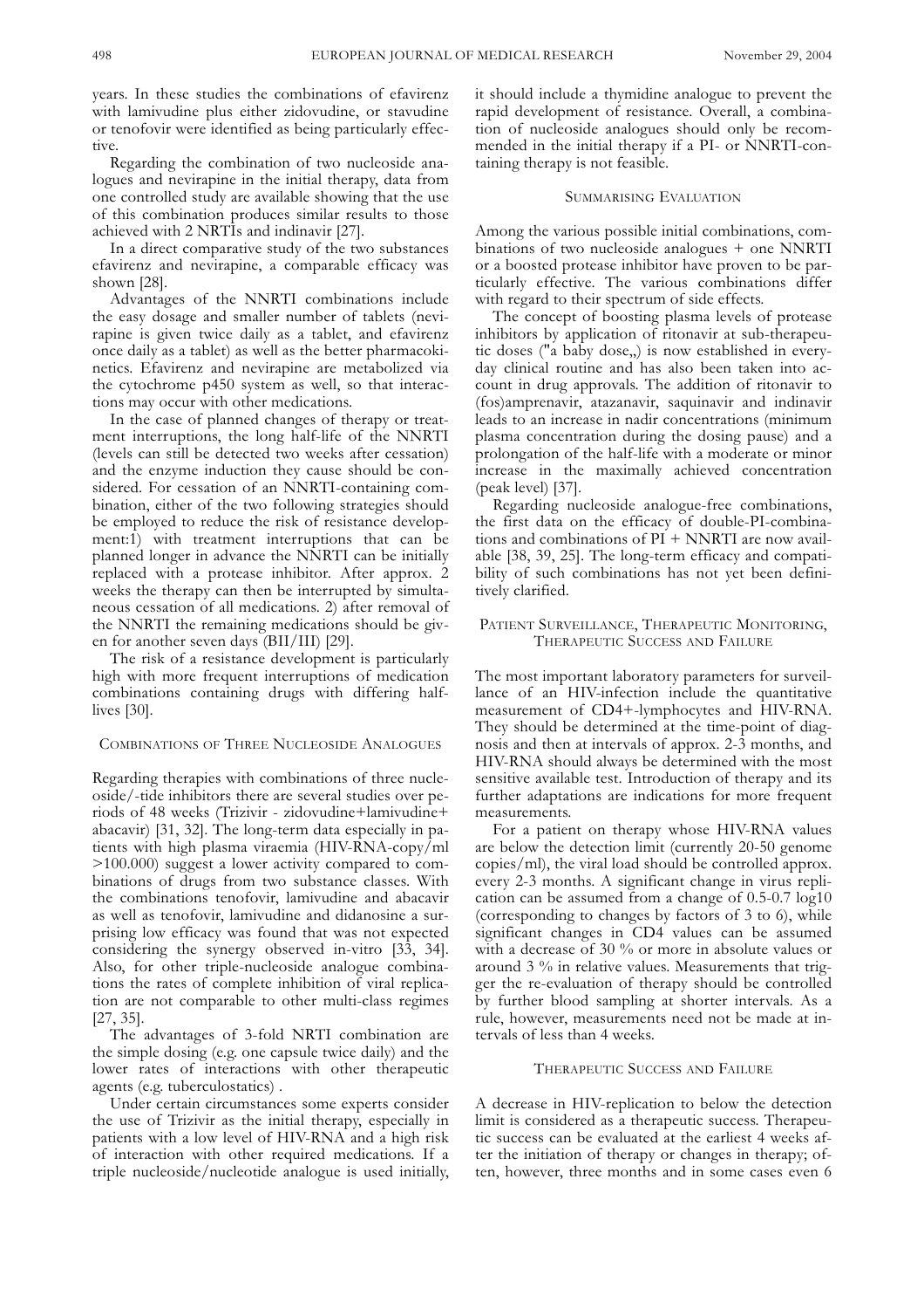years. In these studies the combinations of efavirenz with lamivudine plus either zidovudine, or stavudine or tenofovir were identified as being particularly effective.

Regarding the combination of two nucleoside analogues and nevirapine in the initial therapy, data from one controlled study are available showing that the use of this combination produces similar results to those achieved with 2 NRTIs and indinavir [27].

In a direct comparative study of the two substances efavirenz and nevirapine, a comparable efficacy was shown [28].

Advantages of the NNRTI combinations include the easy dosage and smaller number of tablets (nevirapine is given twice daily as a tablet, and efavirenz once daily as a tablet) as well as the better pharmacokinetics. Efavirenz and nevirapine are metabolized via the cytochrome p450 system as well, so that interactions may occur with other medications.

In the case of planned changes of therapy or treatment interruptions, the long half-life of the NNRTI (levels can still be detected two weeks after cessation) and the enzyme induction they cause should be considered. For cessation of an NNRTI-containing combination, either of the two following strategies should be employed to reduce the risk of resistance development:1) with treatment interruptions that can be planned longer in advance the NNRTI can be initially replaced with a protease inhibitor. After approx. 2 weeks the therapy can then be interrupted by simultaneous cessation of all medications. 2) after removal of the NNRTI the remaining medications should be given for another seven days (BII/III) [29].

The risk of a resistance development is particularly high with more frequent interruptions of medication combinations containing drugs with differing half-lives [30].

## Combinations of Three Nucleoside Analogues

Regarding therapies with combinations of three nucleoside/-tide inhibitors there are several studies over periods of 48 weeks (Trizivir - zidovudine+lamivudine+abacavir) [31, 32]. The long-term data especially in patients with high plasma viraemia (HIV-RNA-copy/ml >100.000) suggest a lower activity compared to combinations of drugs from two substance classes. With the combinations tenofovir, lamivudine and abacavir as well as tenofovir, lamivudine and didanosine a surprising low efficacy was found that was not expected considering the synergy observed in-vitro [33, 34]. Also, for other triple-nucleoside analogue combinations the rates of complete inhibition of viral replication are not comparable to other multi-class regimes [27, 35].

The advantages of 3-fold NRTI combination are the simple dosing (e.g. one capsule twice daily) and the lower rates of interactions with other therapeutic agents (e.g. tuberculostatics) .

Under certain circumstances some experts consider the use of Trizivir as the initial therapy, especially in patients with a low level of HIV-RNA and a high risk of interaction with other required medications. If a triple nucleoside/nucleotide analogue is used initially, it should include a thymidine analogue to prevent the rapid development of resistance. Overall, a combination of nucleoside analogues should only be recommended in the initial therapy if a PI- or NNRTI-containing therapy is not feasible.

## Summarising Evaluation

Among the various possible initial combinations, combinations of two nucleoside analogues + one NNRTI or a boosted protease inhibitor have proven to be particularly effective. The various combinations differ with regard to their spectrum of side effects.

The concept of boosting plasma levels of protease inhibitors by application of ritonavir at sub-therapeutic doses ("a baby dose,,) is now established in everyday clinical routine and has also been taken into account in drug approvals. The addition of ritonavir to (fos)amprenavir, atazanavir, saquinavir and indinavir leads to an increase in nadir concentrations (minimum plasma concentration during the dosing pause) and a prolongation of the half-life with a moderate or minor increase in the maximally achieved concentration (peak level) [37].

Regarding nucleoside analogue-free combinations, the first data on the efficacy of double-PI-combinations and combinations of PI + NNRTI are now available [38, 39, 25]. The long-term efficacy and compatibility of such combinations has not yet been definitively clarified.

## Patient Surveillance, Therapeutic Monitoring, Therapeutic Success and Failure

The most important laboratory parameters for surveillance of an HIV-infection include the quantitative measurement of CD4+-lymphocytes and HIV-RNA. They should be determined at the time-point of diagnosis and then at intervals of approx. 2-3 months, and HIV-RNA should always be determined with the most sensitive available test. Introduction of therapy and its further adaptations are indications for more frequent measurements.

For a patient on therapy whose HIV-RNA values are below the detection limit (currently 20-50 genome copies/ml), the viral load should be controlled approx. every 2-3 months. A significant change in virus replication can be assumed from a change of 0.5-0.7 log10 (corresponding to changes by factors of 3 to 6), while significant changes in CD4 values can be assumed with a decrease of 30 % or more in absolute values or around 3 % in relative values. Measurements that trigger the re-evaluation of therapy should be controlled by further blood sampling at shorter intervals. As a rule, however, measurements need not be made at intervals of less than 4 weeks.

## Therapeutic Success and Failure

A decrease in HIV-replication to below the detection limit is considered as a therapeutic success. Therapeutic success can be evaluated at the earliest 4 weeks after the initiation of therapy or changes in therapy; often, however, three months and in some cases even 6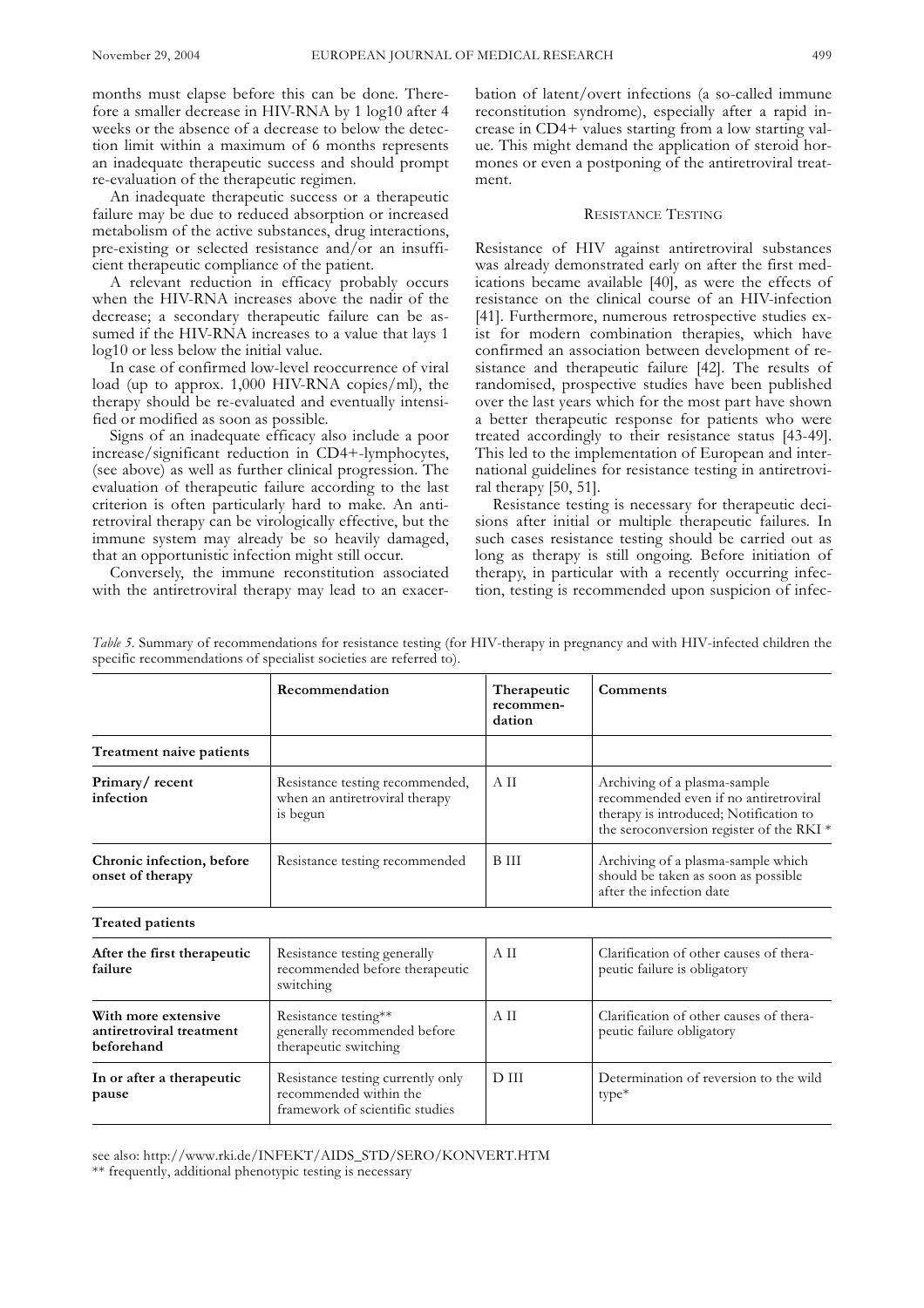months must elapse before this can be done. Therefore a smaller decrease in HIV-RNA by 1 log10 after 4 weeks or the absence of a decrease to below the detection limit within a maximum of 6 months represents an inadequate therapeutic success and should prompt re-evaluation of the therapeutic regimen.

An inadequate therapeutic success or a therapeutic failure may be due to reduced absorption or increased metabolism of the active substances, drug interactions, pre-existing or selected resistance and/or an insufficient therapeutic compliance of the patient.

A relevant reduction in efficacy probably occurs when the HIV-RNA increases above the nadir of the decrease; a secondary therapeutic failure can be assumed if the HIV-RNA increases to a value that lays 1 log10 or less below the initial value.

In case of confirmed low-level reoccurrence of viral load (up to approx. 1,000 HIV-RNA copies/ml), the therapy should be re-evaluated and eventually intensified or modified as soon as possible.

Signs of an inadequate efficacy also include a poor increase/significant reduction in CD4+-lymphocytes, (see above) as well as further clinical progression. The evaluation of therapeutic failure according to the last criterion is often particularly hard to make. An antiretroviral therapy can be virologically effective, but the immune system may already be so heavily damaged, that an opportunistic infection might still occur.

Conversely, the immune reconstitution associated with the antiretroviral therapy may lead to an exacerbation of latent/overt infections (a so-called immune reconstitution syndrome), especially after a rapid increase in CD4+ values starting from a low starting value. This might demand the application of steroid hormones or even a postponing of the antiretroviral treatment.

## Resistance Testing

Resistance of HIV against antiretroviral substances was already demonstrated early on after the first medications became available [40], as were the effects of resistance on the clinical course of an HIV-infection [41]. Furthermore, numerous retrospective studies exist for modern combination therapies, which have confirmed an association between development of resistance and therapeutic failure [42]. The results of randomised, prospective studies have been published over the last years which for the most part have shown a better therapeutic response for patients who were treated accordingly to their resistance status [43-49]. This led to the implementation of European and international guidelines for resistance testing in antiretroviral therapy [50, 51].

Resistance testing is necessary for therapeutic decisions after initial or multiple therapeutic failures. In such cases resistance testing should be carried out as long as therapy is still ongoing. Before initiation of therapy, in particular with a recently occurring infection, testing is recommended upon suspicion of infec-

*Table 5.* Summary of recommendations for resistance testing (for HIV-therapy in pregnancy and with HIV-infected children the specific recommendations of specialist societies are referred to).

| | Recommendation | Therapeutic recommendation | Comments |
|---|---|---|---|
| **Treatment naive patients** | | | |
| **Primary/ recent infection** | Resistance testing recommended, when an antiretroviral therapy is begun | A II | Archiving of a plasma-sample recommended even if no antiretroviral therapy is introduced; Notification to the seroconversion register of the RKI * |
| **Chronic infection, before onset of therapy** | Resistance testing recommended | B III | Archiving of a plasma-sample which should be taken as soon as possible after the infection date |
| **Treated patients** | | | |
| **After the first therapeutic failure** | Resistance testing generally recommended before therapeutic switching | A II | Clarification of other causes of therapeutic failure is obligatory |
| **With more extensive antiretroviral treatment beforehand** | Resistance testing** generally recommended before therapeutic switching | A II | Clarification of other causes of therapeutic failure obligatory |
| **In or after a therapeutic pause** | Resistance testing currently only recommended within the framework of scientific studies | D III | Determination of reversion to the wild type* |

see also: http://www.rki.de/INFEKT/AIDS_STD/SERO/KONVERT.HTM
** frequently, additional phenotypic testing is necessary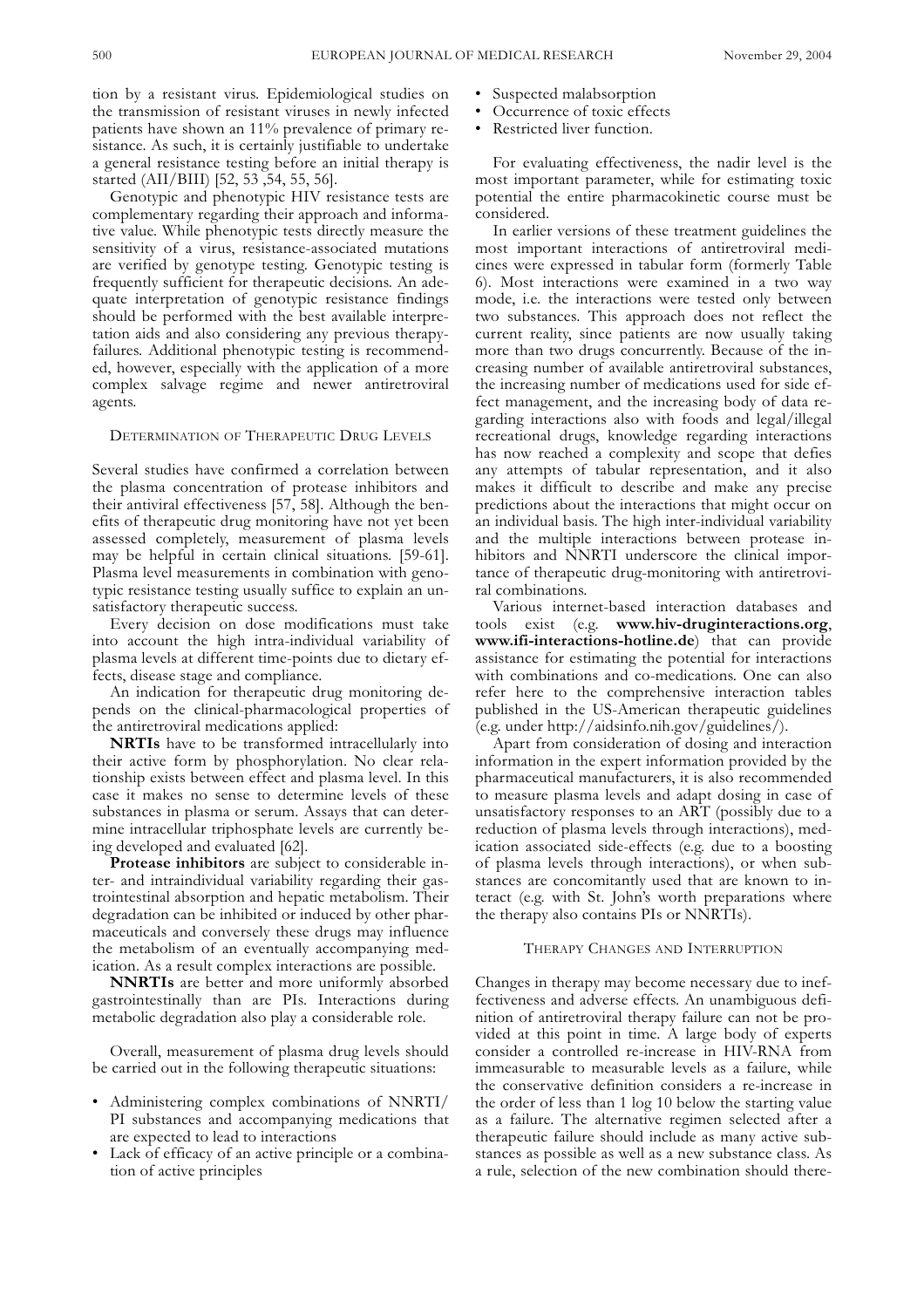tion by a resistant virus. Epidemiological studies on the transmission of resistant viruses in newly infected patients have shown an 11% prevalence of primary resistance. As such, it is certainly justifiable to undertake a general resistance testing before an initial therapy is started (AII/BIII) [52, 53 ,54, 55, 56].

Genotypic and phenotypic HIV resistance tests are complementary regarding their approach and informative value. While phenotypic tests directly measure the sensitivity of a virus, resistance-associated mutations are verified by genotype testing. Genotypic testing is frequently sufficient for therapeutic decisions. An adequate interpretation of genotypic resistance findings should be performed with the best available interpretation aids and also considering any previous therapy-failures. Additional phenotypic testing is recommended, however, especially with the application of a more complex salvage regime and newer antiretroviral agents.

## Determination of Therapeutic Drug Levels

Several studies have confirmed a correlation between the plasma concentration of protease inhibitors and their antiviral effectiveness [57, 58]. Although the benefits of therapeutic drug monitoring have not yet been assessed completely, measurement of plasma levels may be helpful in certain clinical situations. [59-61]. Plasma level measurements in combination with genotypic resistance testing usually suffice to explain an unsatisfactory therapeutic success.

Every decision on dose modifications must take into account the high intra-individual variability of plasma levels at different time-points due to dietary effects, disease stage and compliance.

An indication for therapeutic drug monitoring depends on the clinical-pharmacological properties of the antiretroviral medications applied:

**NRTIs** have to be transformed intracellularly into their active form by phosphorylation. No clear relationship exists between effect and plasma level. In this case it makes no sense to determine levels of these substances in plasma or serum. Assays that can determine intracellular triphosphate levels are currently being developed and evaluated [62].

**Protease inhibitors** are subject to considerable inter- and intraindividual variability regarding their gastrointestinal absorption and hepatic metabolism. Their degradation can be inhibited or induced by other pharmaceuticals and conversely these drugs may influence the metabolism of an eventually accompanying medication. As a result complex interactions are possible.

**NNRTIs** are better and more uniformly absorbed gastrointestinally than are PIs. Interactions during metabolic degradation also play a considerable role.

Overall, measurement of plasma drug levels should be carried out in the following therapeutic situations:

- Administering complex combinations of NNRTI/PI substances and accompanying medications that are expected to lead to interactions
- Lack of efficacy of an active principle or a combination of active principles
- Suspected malabsorption
- Occurrence of toxic effects
- Restricted liver function.

For evaluating effectiveness, the nadir level is the most important parameter, while for estimating toxic potential the entire pharmacokinetic course must be considered.

In earlier versions of these treatment guidelines the most important interactions of antiretroviral medicines were expressed in tabular form (formerly Table 6). Most interactions were examined in a two way mode, i.e. the interactions were tested only between two substances. This approach does not reflect the current reality, since patients are now usually taking more than two drugs concurrently. Because of the increasing number of available antiretroviral substances, the increasing number of medications used for side effect management, and the increasing body of data regarding interactions also with foods and legal/illegal recreational drugs, knowledge regarding interactions has now reached a complexity and scope that defies any attempts of tabular representation, and it also makes it difficult to describe and make any precise predictions about the interactions that might occur on an individual basis. The high inter-individual variability and the multiple interactions between protease inhibitors and NNRTI underscore the clinical importance of therapeutic drug-monitoring with antiretroviral combinations.

Various internet-based interaction databases and tools exist (e.g. **www.hiv-druginteractions.org**, **www.ifi-interactions-hotline.de**) that can provide assistance for estimating the potential for interactions with combinations and co-medications. One can also refer here to the comprehensive interaction tables published in the US-American therapeutic guidelines (e.g. under http://aidsinfo.nih.gov/guidelines/).

Apart from consideration of dosing and interaction information in the expert information provided by the pharmaceutical manufacturers, it is also recommended to measure plasma levels and adapt dosing in case of unsatisfactory responses to an ART (possibly due to a reduction of plasma levels through interactions), medication associated side-effects (e.g. due to a boosting of plasma levels through interactions), or when substances are concomitantly used that are known to interact (e.g. with St. John's worth preparations where the therapy also contains PIs or NNRTIs).

## Therapy Changes and Interruption

Changes in therapy may become necessary due to ineffectiveness and adverse effects. An unambiguous definition of antiretroviral therapy failure can not be provided at this point in time. A large body of experts consider a controlled re-increase in HIV-RNA from immeasurable to measurable levels as a failure, while the conservative definition considers a re-increase in the order of less than 1 log 10 below the starting value as a failure. The alternative regimen selected after a therapeutic failure should include as many active substances as possible as well as a new substance class. As a rule, selection of the new combination should there-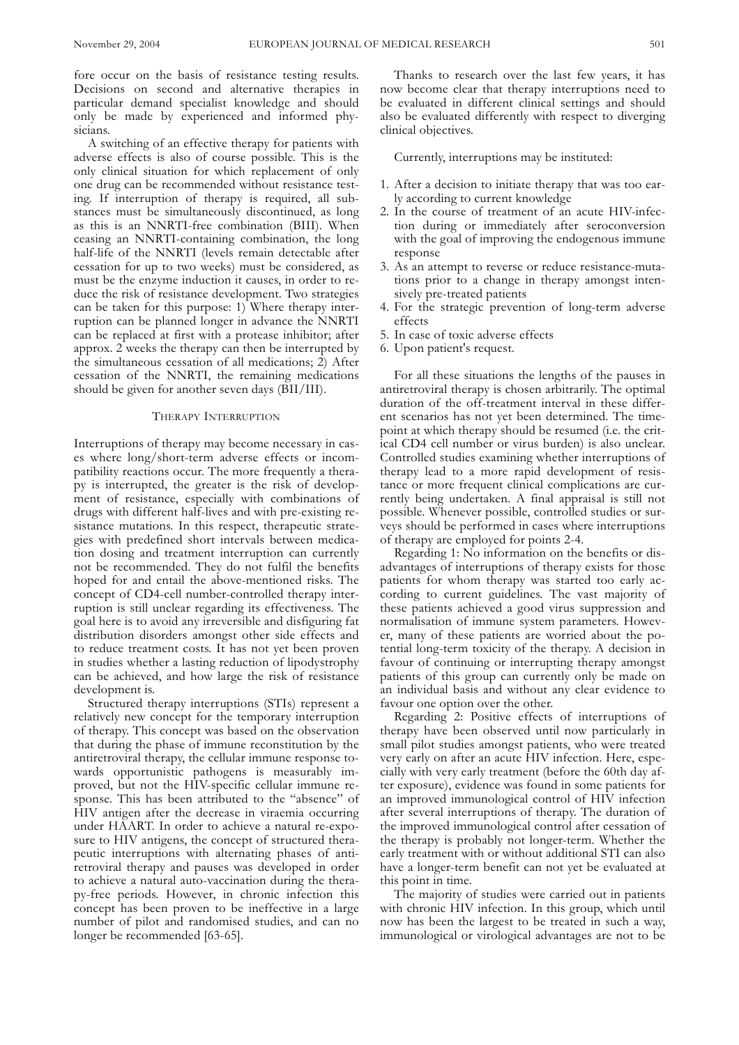fore occur on the basis of resistance testing results. Decisions on second and alternative therapies in particular demand specialist knowledge and should only be made by experienced and informed physicians.

A switching of an effective therapy for patients with adverse effects is also of course possible. This is the only clinical situation for which replacement of only one drug can be recommended without resistance testing. If interruption of therapy is required, all substances must be simultaneously discontinued, as long as this is an NNRTI-free combination (BIII). When ceasing an NNRTI-containing combination, the long half-life of the NNRTI (levels remain detectable after cessation for up to two weeks) must be considered, as must be the enzyme induction it causes, in order to reduce the risk of resistance development. Two strategies can be taken for this purpose: 1) Where therapy interruption can be planned longer in advance the NNRTI can be replaced at first with a protease inhibitor; after approx. 2 weeks the therapy can then be interrupted by the simultaneous cessation of all medications; 2) After cessation of the NNRTI, the remaining medications should be given for another seven days (BII/III).

## Therapy Interruption

Interruptions of therapy may become necessary in cases where long/short-term adverse effects or incompatibility reactions occur. The more frequently a therapy is interrupted, the greater is the risk of development of resistance, especially with combinations of drugs with different half-lives and with pre-existing resistance mutations. In this respect, therapeutic strategies with predefined short intervals between medication dosing and treatment interruption can currently not be recommended. They do not fulfil the benefits hoped for and entail the above-mentioned risks. The concept of CD4-cell number-controlled therapy interruption is still unclear regarding its effectiveness. The goal here is to avoid any irreversible and disfiguring fat distribution disorders amongst other side effects and to reduce treatment costs. It has not yet been proven in studies whether a lasting reduction of lipodystrophy can be achieved, and how large the risk of resistance development is.

Structured therapy interruptions (STIs) represent a relatively new concept for the temporary interruption of therapy. This concept was based on the observation that during the phase of immune reconstitution by the antiretroviral therapy, the cellular immune response towards opportunistic pathogens is measurably improved, but not the HIV-specific cellular immune response. This has been attributed to the "absence" of HIV antigen after the decrease in viraemia occurring under HAART. In order to achieve a natural re-exposure to HIV antigens, the concept of structured therapeutic interruptions with alternating phases of antiretroviral therapy and pauses was developed in order to achieve a natural auto-vaccination during the therapy-free periods. However, in chronic infection this concept has been proven to be ineffective in a large number of pilot and randomised studies, and can no longer be recommended [63-65].

Thanks to research over the last few years, it has now become clear that therapy interruptions need to be evaluated in different clinical settings and should also be evaluated differently with respect to diverging clinical objectives.

Currently, interruptions may be instituted:

1. After a decision to initiate therapy that was too early according to current knowledge
2. In the course of treatment of an acute HIV-infection during or immediately after seroconversion with the goal of improving the endogenous immune response
3. As an attempt to reverse or reduce resistance-mutations prior to a change in therapy amongst intensively pre-treated patients
4. For the strategic prevention of long-term adverse effects
5. In case of toxic adverse effects
6. Upon patient's request.

For all these situations the lengths of the pauses in antiretroviral therapy is chosen arbitrarily. The optimal duration of the off-treatment interval in these different scenarios has not yet been determined. The time-point at which therapy should be resumed (i.e. the critical CD4 cell number or virus burden) is also unclear. Controlled studies examining whether interruptions of therapy lead to a more rapid development of resistance or more frequent clinical complications are currently being undertaken. A final appraisal is still not possible. Whenever possible, controlled studies or surveys should be performed in cases where interruptions of therapy are employed for points 2-4.

Regarding 1: No information on the benefits or disadvantages of interruptions of therapy exists for those patients for whom therapy was started too early according to current guidelines. The vast majority of these patients achieved a good virus suppression and normalisation of immune system parameters. However, many of these patients are worried about the potential long-term toxicity of the therapy. A decision in favour of continuing or interrupting therapy amongst patients of this group can currently only be made on an individual basis and without any clear evidence to favour one option over the other.

Regarding 2: Positive effects of interruptions of therapy have been observed until now particularly in small pilot studies amongst patients, who were treated very early on after an acute HIV infection. Here, especially with very early treatment (before the 60th day after exposure), evidence was found in some patients for an improved immunological control of HIV infection after several interruptions of therapy. The duration of the improved immunological control after cessation of the therapy is probably not longer-term. Whether the early treatment with or without additional STI can also have a longer-term benefit can not yet be evaluated at this point in time.

The majority of studies were carried out in patients with chronic HIV infection. In this group, which until now has been the largest to be treated in such a way, immunological or virological advantages are not to be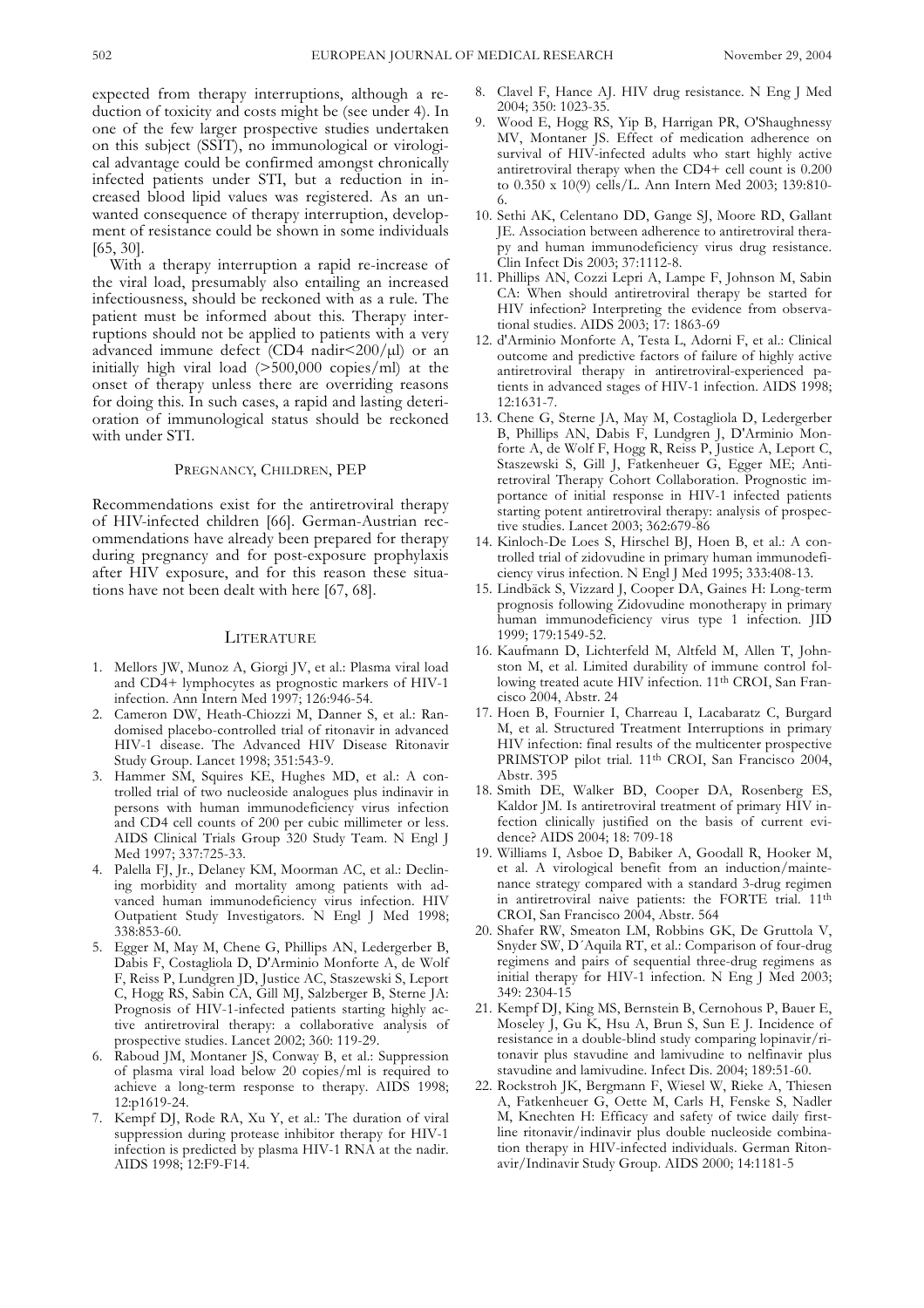expected from therapy interruptions, although a reduction of toxicity and costs might be (see under 4). In one of the few larger prospective studies undertaken on this subject (SSIT), no immunological or virological advantage could be confirmed amongst chronically infected patients under STI, but a reduction in increased blood lipid values was registered. As an unwanted consequence of therapy interruption, development of resistance could be shown in some individuals [65, 30].

With a therapy interruption a rapid re-increase of the viral load, presumably also entailing an increased infectiousness, should be reckoned with as a rule. The patient must be informed about this. Therapy interruptions should not be applied to patients with a very advanced immune defect (CD4 nadir<200/µl) or an initially high viral load (>500,000 copies/ml) at the onset of therapy unless there are overriding reasons for doing this. In such cases, a rapid and lasting deterioration of immunological status should be reckoned with under STI.

## Pregnancy, Children, PEP

Recommendations exist for the antiretroviral therapy of HIV-infected children [66]. German-Austrian recommendations have already been prepared for therapy during pregnancy and for post-exposure prophylaxis after HIV exposure, and for this reason these situations have not been dealt with here [67, 68].

## Literature

1. Mellors JW, Munoz A, Giorgi JV, et al.: Plasma viral load and CD4+ lymphocytes as prognostic markers of HIV-1 infection. Ann Intern Med 1997; 126:946-54.
2. Cameron DW, Heath-Chiozzi M, Danner S, et al.: Randomised placebo-controlled trial of ritonavir in advanced HIV-1 disease. The Advanced HIV Disease Ritonavir Study Group. Lancet 1998; 351:543-9.
3. Hammer SM, Squires KE, Hughes MD, et al.: A controlled trial of two nucleoside analogues plus indinavir in persons with human immunodeficiency virus infection and CD4 cell counts of 200 per cubic millimeter or less. AIDS Clinical Trials Group 320 Study Team. N Engl J Med 1997; 337:725-33.
4. Palella FJ, Jr., Delaney KM, Moorman AC, et al.: Declining morbidity and mortality among patients with advanced human immunodeficiency virus infection. HIV Outpatient Study Investigators. N Engl J Med 1998; 338:853-60.
5. Egger M, May M, Chene G, Phillips AN, Ledergerber B, Dabis F, Costagliola D, D'Arminio Monforte A, de Wolf F, Reiss P, Lundgren JD, Justice AC, Staszewski S, Leport C, Hogg RS, Sabin CA, Gill MJ, Salzberger B, Sterne JA: Prognosis of HIV-1-infected patients starting highly active antiretroviral therapy: a collaborative analysis of prospective studies. Lancet 2002; 360: 119-29.
6. Raboud JM, Montaner JS, Conway B, et al.: Suppression of plasma viral load below 20 copies/ml is required to achieve a long-term response to therapy. AIDS 1998; 12:p1619-24.
7. Kempf DJ, Rode RA, Xu Y, et al.: The duration of viral suppression during protease inhibitor therapy for HIV-1 infection is predicted by plasma HIV-1 RNA at the nadir. AIDS 1998; 12:F9-F14.
8. Clavel F, Hance AJ. HIV drug resistance. N Eng J Med 2004; 350: 1023-35.
9. Wood E, Hogg RS, Yip B, Harrigan PR, O'Shaughnessy MV, Montaner JS. Effect of medication adherence on survival of HIV-infected adults who start highly active antiretroviral therapy when the CD4+ cell count is 0.200 to 0.350 x 10(9) cells/L. Ann Intern Med 2003; 139:810-6.
10. Sethi AK, Celentano DD, Gange SJ, Moore RD, Gallant JE. Association between adherence to antiretroviral therapy and human immunodeficiency virus drug resistance. Clin Infect Dis 2003; 37:1112-8.
11. Phillips AN, Cozzi Lepri A, Lampe F, Johnson M, Sabin CA: When should antiretroviral therapy be started for HIV infection? Interpreting the evidence from observational studies. AIDS 2003; 17: 1863-69
12. d'Arminio Monforte A, Testa L, Adorni F, et al.: Clinical outcome and predictive factors of failure of highly active antiretroviral therapy in antiretroviral-experienced patients in advanced stages of HIV-1 infection. AIDS 1998; 12:1631-7.
13. Chene G, Sterne JA, May M, Costagliola D, Ledergerber B, Phillips AN, Dabis F, Lundgren J, D'Arminio Monforte A, de Wolf F, Hogg R, Reiss P, Justice A, Leport C, Staszewski S, Gill J, Fatkenheuer G, Egger ME; Antiretroviral Therapy Cohort Collaboration. Prognostic importance of initial response in HIV-1 infected patients starting potent antiretroviral therapy: analysis of prospective studies. Lancet 2003; 362:679-86
14. Kinloch-De Loes S, Hirschel BJ, Hoen B, et al.: A controlled trial of zidovudine in primary human immunodeficiency virus infection. N Engl J Med 1995; 333:408-13.
15. Lindbäck S, Vizzard J, Cooper DA, Gaines H: Long-term prognosis following Zidovudine monotherapy in primary human immunodeficiency virus type 1 infection. JID 1999; 179:1549-52.
16. Kaufmann D, Lichterfeld M, Altfeld M, Allen T, Johnston M, et al. Limited durability of immune control following treated acute HIV infection. 11th CROI, San Francisco 2004, Abstr. 24
17. Hoen B, Fournier I, Charreau I, Lacabaratz C, Burgard M, et al. Structured Treatment Interruptions in primary HIV infection: final results of the multicenter prospective PRIMSTOP pilot trial. 11th CROI, San Francisco 2004, Abstr. 395
18. Smith DE, Walker BD, Cooper DA, Rosenberg ES, Kaldor JM. Is antiretroviral treatment of primary HIV infection clinically justified on the basis of current evidence? AIDS 2004; 18: 709-18
19. Williams I, Asboe D, Babiker A, Goodall R, Hooker M, et al. A virological benefit from an induction/maintenance strategy compared with a standard 3-drug regimen in antiretroviral naive patients: the FORTE trial. 11th CROI, San Francisco 2004, Abstr. 564
20. Shafer RW, Smeaton LM, Robbins GK, De Gruttola V, Snyder SW, D´Aquila RT, et al.: Comparison of four-drug regimens and pairs of sequential three-drug regimens as initial therapy for HIV-1 infection. N Eng J Med 2003; 349: 2304-15
21. Kempf DJ, King MS, Bernstein B, Cernohous P, Bauer E, Moseley J, Gu K, Hsu A, Brun S, Sun E J. Incidence of resistance in a double-blind study comparing lopinavir/ritonavir plus stavudine and lamivudine to nelfinavir plus stavudine and lamivudine. Infect Dis. 2004; 189:51-60.
22. Rockstroh JK, Bergmann F, Wiesel W, Rieke A, Thiesen A, Fatkenheuer G, Oette M, Carls H, Fenske S, Nadler M, Knechten H: Efficacy and safety of twice daily first-line ritonavir/indinavir plus double nucleoside combination therapy in HIV-infected individuals. German Ritonavir/Indinavir Study Group. AIDS 2000; 14:1181-5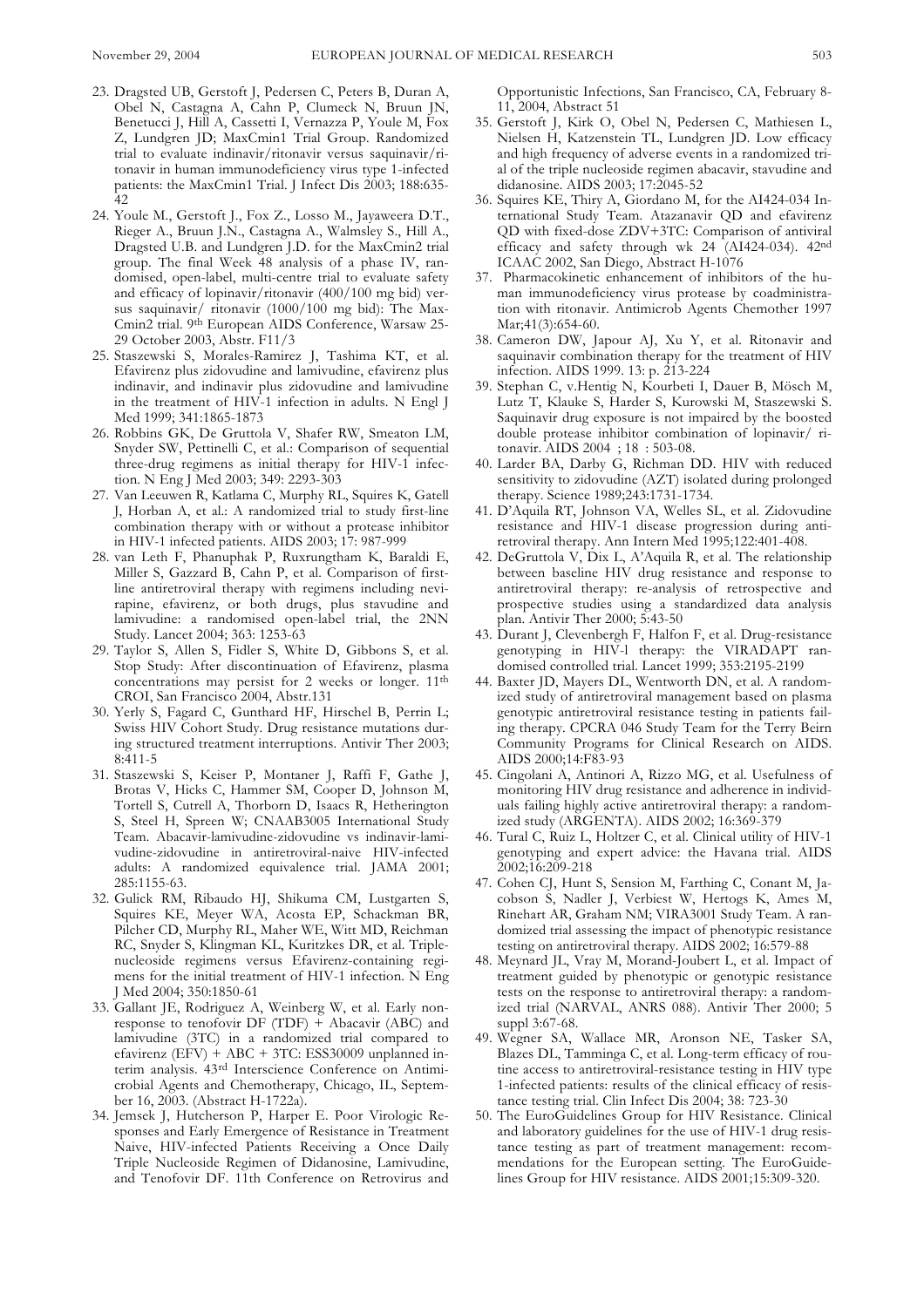23. Dragsted UB, Gerstoft J, Pedersen C, Peters B, Duran A, Obel N, Castagna A, Cahn P, Clumeck N, Bruun JN, Benetucci J, Hill A, Cassetti I, Vernazza P, Youle M, Fox Z, Lundgren JD; MaxCmin1 Trial Group. Randomized trial to evaluate indinavir/ritonavir versus saquinavir/ritonavir in human immunodeficiency virus type 1-infected patients: the MaxCmin1 Trial. J Infect Dis 2003; 188:635-42

24. Youle M., Gerstoft J., Fox Z., Losso M., Jayaweera D.T., Rieger A., Bruun J.N., Castagna A., Walmsley S., Hill A., Dragsted U.B. and Lundgren J.D. for the MaxCmin2 trial group. The final Week 48 analysis of a phase IV, randomised, open-label, multi-centre trial to evaluate safety and efficacy of lopinavir/ritonavir (400/100 mg bid) versus saquinavir/ ritonavir (1000/100 mg bid): The MaxCmin2 trial. 9th European AIDS Conference, Warsaw 25-29 October 2003, Abstr. F11/3

25. Staszewski S, Morales-Ramirez J, Tashima KT, et al. Efavirenz plus zidovudine and lamivudine, efavirenz plus indinavir, and indinavir plus zidovudine and lamivudine in the treatment of HIV-1 infection in adults. N Engl J Med 1999; 341:1865-1873

26. Robbins GK, De Gruttola V, Shafer RW, Smeaton LM, Snyder SW, Pettinelli C, et al.: Comparison of sequential three-drug regimens as initial therapy for HIV-1 infection. N Eng J Med 2003; 349: 2293-303

27. Van Leeuwen R, Katlama C, Murphy RL, Squires K, Gatell J, Horban A, et al.: A randomized trial to study first-line combination therapy with or without a protease inhibitor in HIV-1 infected patients. AIDS 2003; 17: 987-999

28. van Leth F, Phanuphak P, Ruxrungtham K, Baraldi E, Miller S, Gazzard B, Cahn P, et al. Comparison of first-line antiretroviral therapy with regimens including nevirapine, efavirenz, or both drugs, plus stavudine and lamivudine: a randomised open-label trial, the 2NN Study. Lancet 2004; 363: 1253-63

29. Taylor S, Allen S, Fidler S, White D, Gibbons S, et al. Stop Study: After discontinuation of Efavirenz, plasma concentrations may persist for 2 weeks or longer. 11th CROI, San Francisco 2004, Abstr.131

30. Yerly S, Fagard C, Gunthard HF, Hirschel B, Perrin L; Swiss HIV Cohort Study. Drug resistance mutations during structured treatment interruptions. Antivir Ther 2003; 8:411-5

31. Staszewski S, Keiser P, Montaner J, Raffi F, Gathe J, Brotas V, Hicks C, Hammer SM, Cooper D, Johnson M, Tortell S, Cutrell A, Thorborn D, Isaacs R, Hetherington S, Steel H, Spreen W; CNAAB3005 International Study Team. Abacavir-lamivudine-zidovudine vs indinavir-lamivudine-zidovudine in antiretroviral-naive HIV-infected adults: A randomized equivalence trial. JAMA 2001; 285:1155-63.

32. Gulick RM, Ribaudo HJ, Shikuma CM, Lustgarten S, Squires KE, Meyer WA, Acosta EP, Schackman BR, Pilcher CD, Murphy RL, Maher WE, Witt MD, Reichman RC, Snyder S, Klingman KL, Kuritzkes DR, et al. Triple-nucleoside regimens versus Efavirenz-containing regimens for the initial treatment of HIV-1 infection. N Eng J Med 2004; 350:1850-61

33. Gallant JE, Rodriguez A, Weinberg W, et al. Early non-response to tenofovir DF (TDF) + Abacavir (ABC) and lamivudine (3TC) in a randomized trial compared to efavirenz (EFV) + ABC + 3TC: ESS30009 unplanned interim analysis. 43rd Interscience Conference on Antimicrobial Agents and Chemotherapy, Chicago, IL, September 16, 2003. (Abstract H-1722a).

34. Jemsek J, Hutcherson P, Harper E. Poor Virologic Responses and Early Emergence of Resistance in Treatment Naive, HIV-infected Patients Receiving a Once Daily Triple Nucleoside Regimen of Didanosine, Lamivudine, and Tenofovir DF. 11th Conference on Retrovirus and Opportunistic Infections, San Francisco, CA, February 8-11, 2004, Abstract 51

35. Gerstoft J, Kirk O, Obel N, Pedersen C, Mathiesen L, Nielsen H, Katzenstein TL, Lundgren JD. Low efficacy and high frequency of adverse events in a randomized trial of the triple nucleoside regimen abacavir, stavudine and didanosine. AIDS 2003; 17:2045-52

36. Squires KE, Thiry A, Giordano M, for the AI424-034 International Study Team. Atazanavir QD and efavirenz QD with fixed-dose ZDV+3TC: Comparison of antiviral efficacy and safety through wk 24 (AI424-034). 42nd ICAAC 2002, San Diego, Abstract H-1076

37. Pharmacokinetic enhancement of inhibitors of the human immunodeficiency virus protease by coadministration with ritonavir. Antimicrob Agents Chemother 1997 Mar;41(3):654-60.

38. Cameron DW, Japour AJ, Xu Y, et al. Ritonavir and saquinavir combination therapy for the treatment of HIV infection. AIDS 1999. 13: p. 213-224

39. Stephan C, v.Hentig N, Kourbeti I, Dauer B, Mösch M, Lutz T, Klauke S, Harder S, Kurowski M, Staszewski S. Saquinavir drug exposure is not impaired by the boosted double protease inhibitor combination of lopinavir/ ritonavir. AIDS 2004 ; 18 : 503-08.

40. Larder BA, Darby G, Richman DD. HIV with reduced sensitivity to zidovudine (AZT) isolated during prolonged therapy. Science 1989;243:1731-1734.

41. D'Aquila RT, Johnson VA, Welles SL, et al. Zidovudine resistance and HIV-1 disease progression during antiretroviral therapy. Ann Intern Med 1995;122:401-408.

42. DeGruttola V, Dix L, A'Aquila R, et al. The relationship between baseline HIV drug resistance and response to antiretroviral therapy: re-analysis of retrospective and prospective studies using a standardized data analysis plan. Antivir Ther 2000; 5:43-50

43. Durant J, Clevenbergh F, Halfon F, et al. Drug-resistance genotyping in HIV-l therapy: the VIRADAPT randomised controlled trial. Lancet 1999; 353:2195-2199

44. Baxter JD, Mayers DL, Wentworth DN, et al. A randomized study of antiretroviral management based on plasma genotypic antiretroviral resistance testing in patients failing therapy. CPCRA 046 Study Team for the Terry Beirn Community Programs for Clinical Research on AIDS. AIDS 2000;14:F83-93

45. Cingolani A, Antinori A, Rizzo MG, et al. Usefulness of monitoring HIV drug resistance and adherence in individuals failing highly active antiretroviral therapy: a randomized study (ARGENTA). AIDS 2002; 16:369-379

46. Tural C, Ruiz L, Holtzer C, et al. Clinical utility of HIV-1 genotyping and expert advice: the Havana trial. AIDS 2002;16:209-218

47. Cohen CJ, Hunt S, Sension M, Farthing C, Conant M, Jacobson S, Nadler J, Verbiest W, Hertogs K, Ames M, Rinehart AR, Graham NM; VIRA3001 Study Team. A randomized trial assessing the impact of phenotypic resistance testing on antiretroviral therapy. AIDS 2002; 16:579-88

48. Meynard JL, Vray M, Morand-Joubert L, et al. Impact of treatment guided by phenotypic or genotypic resistance tests on the response to antiretroviral therapy: a randomized trial (NARVAL, ANRS 088). Antivir Ther 2000; 5 suppl 3:67-68.

49. Wegner SA, Wallace MR, Aronson NE, Tasker SA, Blazes DL, Tamminga C, et al. Long-term efficacy of routine access to antiretroviral-resistance testing in HIV type 1-infected patients: results of the clinical efficacy of resistance testing trial. Clin Infect Dis 2004; 38: 723-30

50. The EuroGuidelines Group for HIV Resistance. Clinical and laboratory guidelines for the use of HIV-1 drug resistance testing as part of treatment management: recommendations for the European setting. The EuroGuidelines Group for HIV resistance. AIDS 2001;15:309-320.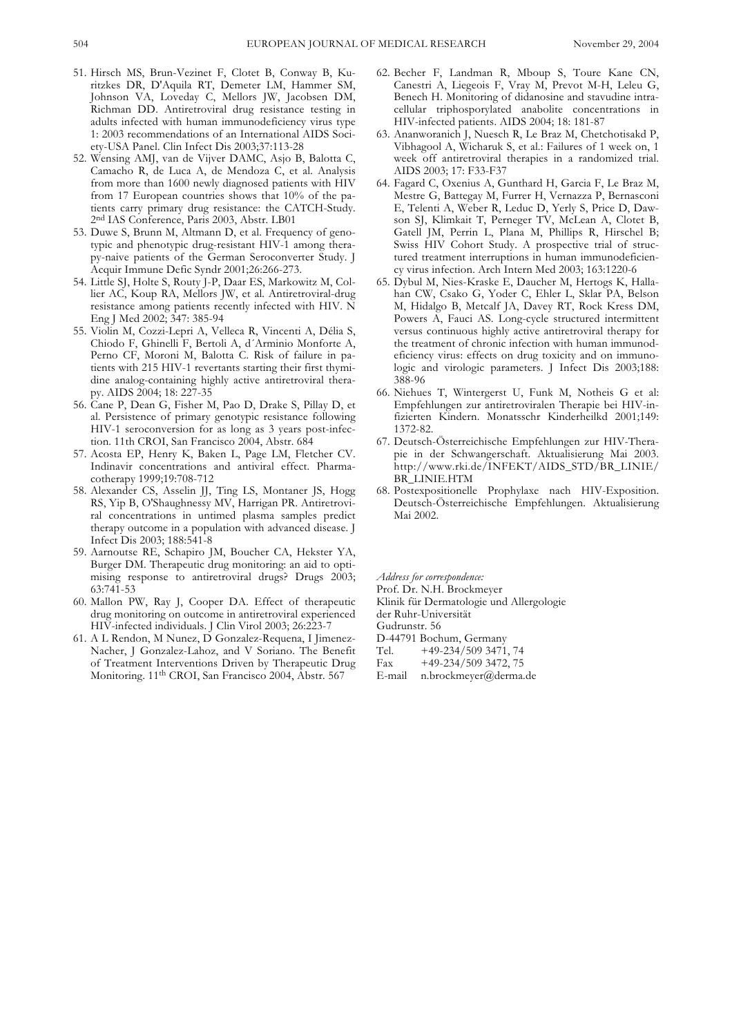51. Hirsch MS, Brun-Vezinet F, Clotet B, Conway B, Kuritzkes DR, D'Aquila RT, Demeter LM, Hammer SM, Johnson VA, Loveday C, Mellors JW, Jacobsen DM, Richman DD. Antiretroviral drug resistance testing in adults infected with human immunodeficiency virus type 1: 2003 recommendations of an International AIDS Society-USA Panel. Clin Infect Dis 2003;37:113-28
52. Wensing AMJ, van de Vijver DAMC, Asjo B, Balotta C, Camacho R, de Luca A, de Mendoza C, et al. Analysis from more than 1600 newly diagnosed patients with HIV from 17 European countries shows that 10% of the patients carry primary drug resistance: the CATCH-Study. 2nd IAS Conference, Paris 2003, Abstr. LB01
53. Duwe S, Brunn M, Altmann D, et al. Frequency of genotypic and phenotypic drug-resistant HIV-1 among therapy-naive patients of the German Seroconverter Study. J Acquir Immune Defic Syndr 2001;26:266-273.
54. Little SJ, Holte S, Routy J-P, Daar ES, Markowitz M, Collier AC, Koup RA, Mellors JW, et al. Antiretroviral-drug resistance among patients recently infected with HIV. N Eng J Med 2002; 347: 385-94
55. Violin M, Cozzi-Lepri A, Velleca R, Vincenti A, Délia S, Chiodo F, Ghinelli F, Bertoli A, d´Arminio Monforte A, Perno CF, Moroni M, Balotta C. Risk of failure in patients with 215 HIV-1 revertants starting their first thymidine analog-containing highly active antiretroviral therapy. AIDS 2004; 18: 227-35
56. Cane P, Dean G, Fisher M, Pao D, Drake S, Pillay D, et al. Persistence of primary genotypic resistance following HIV-1 seroconversion for as long as 3 years post-infection. 11th CROI, San Francisco 2004, Abstr. 684
57. Acosta EP, Henry K, Baken L, Page LM, Fletcher CV. Indinavir concentrations and antiviral effect. Pharmacotherapy 1999;19:708-712
58. Alexander CS, Asselin JJ, Ting LS, Montaner JS, Hogg RS, Yip B, O'Shaughnessy MV, Harrigan PR. Antiretroviral concentrations in untimed plasma samples predict therapy outcome in a population with advanced disease. J Infect Dis 2003; 188:541-8
59. Aarnoutse RE, Schapiro JM, Boucher CA, Hekster YA, Burger DM. Therapeutic drug monitoring: an aid to optimising response to antiretroviral drugs? Drugs 2003; 63:741-53
60. Mallon PW, Ray J, Cooper DA. Effect of therapeutic drug monitoring on outcome in antiretroviral experienced HIV-infected individuals. J Clin Virol 2003; 26:223-7
61. A L Rendon, M Nunez, D Gonzalez-Requena, I Jimenez-Nacher, J Gonzalez-Lahoz, and V Soriano. The Benefit of Treatment Interventions Driven by Therapeutic Drug Monitoring. 11th CROI, San Francisco 2004, Abstr. 567
62. Becher F, Landman R, Mboup S, Toure Kane CN, Canestri A, Liegeois F, Vray M, Prevot M-H, Leleu G, Benech H. Monitoring of didanosine and stavudine intracellular trihosporylated anabolite concentrations in HIV-infected patients. AIDS 2004; 18: 181-87
63. Ananworanich J, Nuesch R, Le Braz M, Chetchotisakd P, Vibhagool A, Wicharuk S, et al.: Failures of 1 week on, 1 week off antiretroviral therapies in a randomized trial. AIDS 2003; 17: F33-F37
64. Fagard C, Oxenius A, Gunthard H, Garcia F, Le Braz M, Mestre G, Battegay M, Furrer H, Vernazza P, Bernasconi E, Telenti A, Weber R, Leduc D, Yerly S, Price D, Dawson SJ, Klimkait T, Perneger TV, McLean A, Clotet B, Gatell JM, Perrin L, Plana M, Phillips R, Hirschel B; Swiss HIV Cohort Study. A prospective trial of structured treatment interruptions in human immunodeficiency virus infection. Arch Intern Med 2003; 163:1220-6
65. Dybul M, Nies-Kraske E, Daucher M, Hertogs K, Hallahan CW, Csako G, Yoder C, Ehler L, Sklar PA, Belson M, Hidalgo B, Metcalf JA, Davey RT, Rock Kress DM, Powers A, Fauci AS. Long-cycle structured intermittent versus continuous highly active antiretroviral therapy for the treatment of chronic infection with human immunodeficiency virus: effects on drug toxicity and on immunologic and virologic parameters. J Infect Dis 2003;188: 388-96
66. Niehues T, Wintergerst U, Funk M, Notheis G et al: Empfehlungen zur antiretroviralen Therapie bei HIV-infizierten Kindern. Monatsschr Kinderheilkd 2001;149: 1372-82.
67. Deutsch-Österreichische Empfehlungen zur HIV-Therapie in der Schwangerschaft. Aktualisierung Mai 2003. http://www.rki.de/INFEKT/AIDS_STD/BR_LINIE/BR_LINIE.HTM
68. Postexpositionelle Prophylaxe nach HIV-Exposition. Deutsch-Österreichische Empfehlungen. Aktualisierung Mai 2002.

*Address for correspondence:*
Prof. Dr. N.H. Brockmeyer
Klinik für Dermatologie und Allergologie
der Ruhr-Universität
Gudrunstr. 56
D-44791 Bochum, Germany
Tel. +49-234/509 3471, 74
Fax +49-234/509 3472, 75
E-mail n.brockmeyer@derma.de